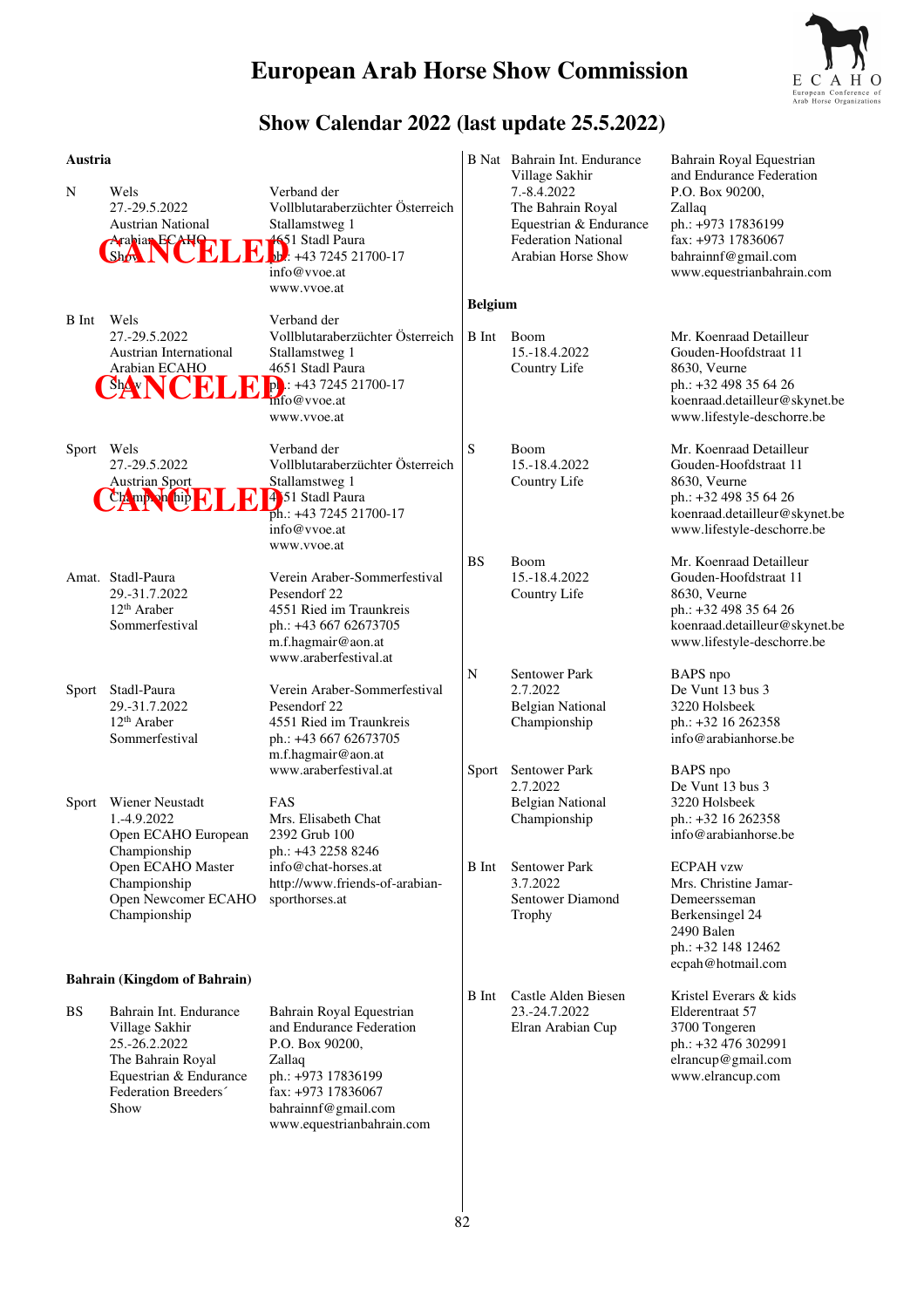# European Arab Horse Show Commission

## Show Calendar 2022 (last update 25.5.2022)

### Austria

| Type | Show | Contact |
|---|---|---|
| N | Wels<br>27.-29.5.2022<br>Austrian National Arabian ECAHO Show<br>**CANCELED** | Verband der Vollblutaraberzüchter Österreich<br>Stallamstweg 1<br>4651 Stadl Paura<br>ph.: +43 7245 21700-17<br>info@vvoe.at<br>www.vvoe.at |
| B Int | Wels<br>27.-29.5.2022<br>Austrian International Arabian ECAHO Show<br>**CANCELED** | Verband der Vollblutaraberzüchter Österreich<br>Stallamstweg 1<br>4651 Stadl Paura<br>ph.: +43 7245 21700-17<br>info@vvoe.at<br>www.vvoe.at |
| Sport | Wels<br>27.-29.5.2022<br>Austrian Sport Championship<br>**CANCELED** | Verband der Vollblutaraberzüchter Österreich<br>Stallamstweg 1<br>4651 Stadl Paura<br>ph.: +43 7245 21700-17<br>info@vvoe.at<br>www.vvoe.at |
| Amat. | Stadl-Paura<br>29.-31.7.2022<br>12th Araber Sommerfestival | Verein Araber-Sommerfestival<br>Pesendorf 22<br>4551 Ried im Traunkreis<br>ph.: +43 667 62673705<br>m.f.hagmair@aon.at<br>www.araberfestival.at |
| Sport | Stadl-Paura<br>29.-31.7.2022<br>12th Araber Sommerfestival | Verein Araber-Sommerfestival<br>Pesendorf 22<br>4551 Ried im Traunkreis<br>ph.: +43 667 62673705<br>m.f.hagmair@aon.at<br>www.araberfestival.at |
| Sport | Wiener Neustadt<br>1.-4.9.2022<br>Open ECAHO European Championship<br>Open ECAHO Master Championship<br>Open Newcomer ECAHO Championship | FAS<br>Mrs. Elisabeth Chat<br>2392 Grub 100<br>ph.: +43 2258 8246<br>info@chat-horses.at<br>http://www.friends-of-arabian-sporthorses.at |

### Bahrain (Kingdom of Bahrain)

| Type | Show | Contact |
|---|---|---|
| BS | Bahrain Int. Endurance Village Sakhir<br>25.-26.2.2022<br>The Bahrain Royal Equestrian & Endurance Federation Breeders´ Show | Bahrain Royal Equestrian and Endurance Federation<br>P.O. Box 90200,<br>Zallaq<br>ph.: +973 17836199<br>fax: +973 17836067<br>bahrainnf@gmail.com<br>www.equestrianbahrain.com |
| B Nat | Bahrain Int. Endurance Village Sakhir<br>7.-8.4.2022<br>The Bahrain Royal Equestrian & Endurance Federation National Arabian Horse Show | Bahrain Royal Equestrian and Endurance Federation<br>P.O. Box 90200,<br>Zallaq<br>ph.: +973 17836199<br>fax: +973 17836067<br>bahrainnf@gmail.com<br>www.equestrianbahrain.com |

### Belgium

| Type | Show | Contact |
|---|---|---|
| B Int | Boom<br>15.-18.4.2022<br>Country Life | Mr. Koenraad Detailleur<br>Gouden-Hoofdstraat 11<br>8630, Veurne<br>ph.: +32 498 35 64 26<br>koenraad.detailleur@skynet.be<br>www.lifestyle-deschorre.be |
| S | Boom<br>15.-18.4.2022<br>Country Life | Mr. Koenraad Detailleur<br>Gouden-Hoofdstraat 11<br>8630, Veurne<br>ph.: +32 498 35 64 26<br>koenraad.detailleur@skynet.be<br>www.lifestyle-deschorre.be |
| BS | Boom<br>15.-18.4.2022<br>Country Life | Mr. Koenraad Detailleur<br>Gouden-Hoofdstraat 11<br>8630, Veurne<br>ph.: +32 498 35 64 26<br>koenraad.detailleur@skynet.be<br>www.lifestyle-deschorre.be |
| N | Sentower Park<br>2.7.2022<br>Belgian National Championship | BAPS npo<br>De Vunt 13 bus 3<br>3220 Holsbeek<br>ph.: +32 16 262358<br>info@arabianhorse.be |
| Sport | Sentower Park<br>2.7.2022<br>Belgian National Championship | BAPS npo<br>De Vunt 13 bus 3<br>3220 Holsbeek<br>ph.: +32 16 262358<br>info@arabianhorse.be |
| B Int | Sentower Park<br>3.7.2022<br>Sentower Diamond Trophy | ECPAH vzw<br>Mrs. Christine Jamar-Demeersseman<br>Berkensingel 24<br>2490 Balen<br>ph.: +32 148 12462<br>ecpah@hotmail.com |
| B Int | Castle Alden Biesen<br>23.-24.7.2022<br>Elran Arabian Cup | Kristel Everars & kids<br>Elderentraat 57<br>3700 Tongeren<br>ph.: +32 476 302991<br>elrancup@gmail.com<br>www.elrancup.com |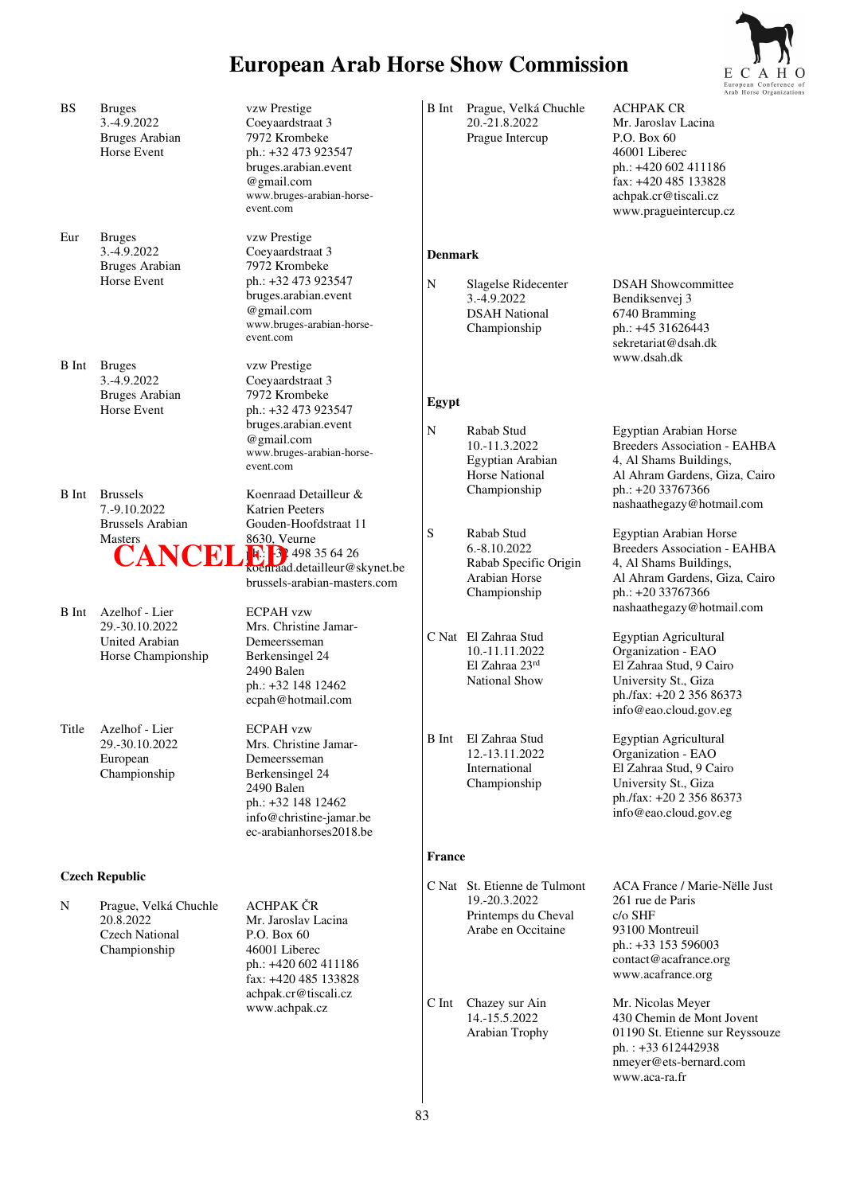# European Arab Horse Show Commission

| | | |
|---|---|---|
| BS | Bruges<br>3.-4.9.2022<br>Bruges Arabian Horse Event | vzw Prestige<br>Coeyaardstraat 3<br>7972 Krombeke<br>ph.: +32 473 923547<br>bruges.arabian.event@gmail.com<br>www.bruges-arabian-horse-event.com |
| Eur | Bruges<br>3.-4.9.2022<br>Bruges Arabian Horse Event | vzw Prestige<br>Coeyaardstraat 3<br>7972 Krombeke<br>ph.: +32 473 923547<br>bruges.arabian.event@gmail.com<br>www.bruges-arabian-horse-event.com |
| B Int | Bruges<br>3.-4.9.2022<br>Bruges Arabian Horse Event | vzw Prestige<br>Coeyaardstraat 3<br>7972 Krombeke<br>ph.: +32 473 923547<br>bruges.arabian.event@gmail.com<br>www.bruges-arabian-horse-event.com |
| B Int | Brussels<br>7.-9.10.2022<br>Brussels Arabian Masters<br>**CANCELED** | Koenraad Detailleur & Katrien Peeters<br>Gouden-Hoofdstraat 11<br>8630, Veurne<br>ph.: +32 498 35 64 26<br>koenraad.detailleur@skynet.be<br>brussels-arabian-masters.com |
| B Int | Azelhof - Lier<br>29.-30.10.2022<br>United Arabian Horse Championship | ECPAH vzw<br>Mrs. Christine Jamar-Demeersseman<br>Berkensingel 24<br>2490 Balen<br>ph.: +32 148 12462<br>ecpah@hotmail.com |
| Title | Azelhof - Lier<br>29.-30.10.2022<br>European Championship | ECPAH vzw<br>Mrs. Christine Jamar-Demeersseman<br>Berkensingel 24<br>2490 Balen<br>ph.: +32 148 12462<br>info@christine-jamar.be<br>ec-arabianhorses2018.be |

**Czech Republic**

| | | |
|---|---|---|
| N | Prague, Velká Chuchle<br>20.8.2022<br>Czech National Championship | ACHPAK ČR<br>Mr. Jaroslav Lacina<br>P.O. Box 60<br>46001 Liberec<br>ph.: +420 602 411186<br>fax: +420 485 133828<br>achpak.cr@tiscali.cz<br>www.achpak.cz |
| B Int | Prague, Velká Chuchle<br>20.-21.8.2022<br>Prague Intercup | ACHPAK CR<br>Mr. Jaroslav Lacina<br>P.O. Box 60<br>46001 Liberec<br>ph.: +420 602 411186<br>fax: +420 485 133828<br>achpak.cr@tiscali.cz<br>www.pragueintercup.cz |

**Denmark**

| | | |
|---|---|---|
| N | Slagelse Ridecenter<br>3.-4.9.2022<br>DSAH National Championship | DSAH Showcommittee<br>Bendiksenvej 3<br>6740 Bramming<br>ph.: +45 31626443<br>sekretariat@dsah.dk<br>www.dsah.dk |

**Egypt**

| | | |
|---|---|---|
| N | Rabab Stud<br>10.-11.3.2022<br>Egyptian Arabian Horse National Championship | Egyptian Arabian Horse Breeders Association - EAHBA<br>4, Al Shams Buildings,<br>Al Ahram Gardens, Giza, Cairo<br>ph.: +20 33767366<br>nashaathegazy@hotmail.com |
| S | Rabab Stud<br>6.-8.10.2022<br>Rabab Specific Origin Arabian Horse Championship | Egyptian Arabian Horse Breeders Association - EAHBA<br>4, Al Shams Buildings,<br>Al Ahram Gardens, Giza, Cairo<br>ph.: +20 33767366<br>nashaathegazy@hotmail.com |
| C Nat | El Zahraa Stud<br>10.-11.11.2022<br>El Zahraa 23rd National Show | Egyptian Agricultural Organization - EAO<br>El Zahraa Stud, 9 Cairo University St., Giza<br>ph./fax: +20 2 356 86373<br>info@eao.cloud.gov.eg |
| B Int | El Zahraa Stud<br>12.-13.11.2022<br>International Championship | Egyptian Agricultural Organization - EAO<br>El Zahraa Stud, 9 Cairo University St., Giza<br>ph./fax: +20 2 356 86373<br>info@eao.cloud.gov.eg |

**France**

| | | |
|---|---|---|
| C Nat | St. Etienne de Tulmont<br>19.-20.3.2022<br>Printemps du Cheval Arabe en Occitaine | ACA France / Marie-Nëlle Just<br>261 rue de Paris<br>c/o SHF<br>93100 Montreuil<br>ph.: +33 153 596003<br>contact@acafrance.org<br>www.acafrance.org |
| C Int | Chazey sur Ain<br>14.-15.5.2022<br>Arabian Trophy | Mr. Nicolas Meyer<br>430 Chemin de Mont Jovent<br>01190 St. Etienne sur Reyssouze<br>ph. : +33 612442938<br>nmeyer@ets-bernard.com<br>www.aca-ra.fr |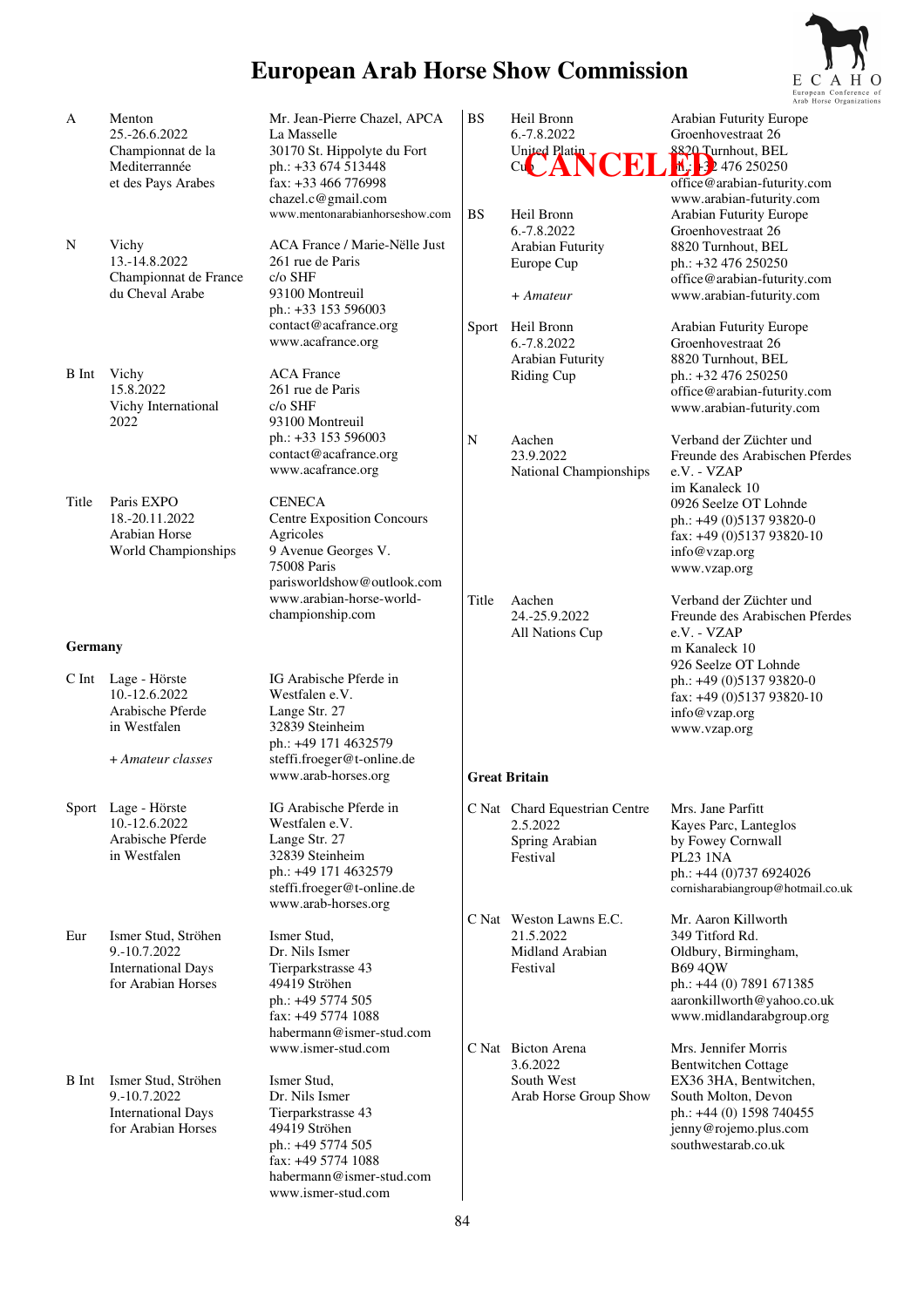# European Arab Horse Show Commission

| | | |
|---|---|---|
| A | Menton<br>25.-26.6.2022<br>Championnat de la Mediterrannée et des Pays Arabes | Mr. Jean-Pierre Chazel, APCA<br>La Masselle<br>30170 St. Hippolyte du Fort<br>ph.: +33 674 513448<br>fax: +33 466 776998<br>chazel.c@gmail.com<br>www.mentonarabianhorseshow.com |
| N | Vichy<br>13.-14.8.2022<br>Championnat de France du Cheval Arabe | ACA France / Marie-Nëlle Just<br>261 rue de Paris<br>c/o SHF<br>93100 Montreuil<br>ph.: +33 153 596003<br>contact@acafrance.org<br>www.acafrance.org |
| B Int | Vichy<br>15.8.2022<br>Vichy International 2022 | ACA France<br>261 rue de Paris<br>c/o SHF<br>93100 Montreuil<br>ph.: +33 153 596003<br>contact@acafrance.org<br>www.acafrance.org |
| Title | Paris EXPO<br>18.-20.11.2022<br>Arabian Horse World Championships | CENECA<br>Centre Exposition Concours Agricoles<br>9 Avenue Georges V.<br>75008 Paris<br>parisworldshow@outlook.com<br>www.arabian-horse-world-championship.com |

**Germany**

| | | |
|---|---|---|
| C Int | Lage - Hörste<br>10.-12.6.2022<br>Arabische Pferde in Westfalen<br><br>*+ Amateur classes* | IG Arabische Pferde in Westfalen e.V.<br>Lange Str. 27<br>32839 Steinheim<br>ph.: +49 171 4632579<br>steffi.froeger@t-online.de<br>www.arab-horses.org |
| Sport | Lage - Hörste<br>10.-12.6.2022<br>Arabische Pferde in Westfalen | IG Arabische Pferde in Westfalen e.V.<br>Lange Str. 27<br>32839 Steinheim<br>ph.: +49 171 4632579<br>steffi.froeger@t-online.de<br>www.arab-horses.org |
| Eur | Ismer Stud, Ströhen<br>9.-10.7.2022<br>International Days for Arabian Horses | Ismer Stud,<br>Dr. Nils Ismer<br>Tierparkstrasse 43<br>49419 Ströhen<br>ph.: +49 5774 505<br>fax: +49 5774 1088<br>habermann@ismer-stud.com<br>www.ismer-stud.com |
| B Int | Ismer Stud, Ströhen<br>9.-10.7.2022<br>International Days for Arabian Horses | Ismer Stud,<br>Dr. Nils Ismer<br>Tierparkstrasse 43<br>49419 Ströhen<br>ph.: +49 5774 505<br>fax: +49 5774 1088<br>habermann@ismer-stud.com<br>www.ismer-stud.com |
| BS | Heil Bronn<br>6.-7.8.2022<br>United Platin Cup<br>**CANCELED** | Arabian Futurity Europe<br>Groenhovestraat 26<br>8820 Turnhout, BEL<br>ph.: +32 476 250250<br>office@arabian-futurity.com<br>www.arabian-futurity.com |
| BS | Heil Bronn<br>6.-7.8.2022<br>Arabian Futurity Europe Cup<br><br>*+ Amateur* | Arabian Futurity Europe<br>Groenhovestraat 26<br>8820 Turnhout, BEL<br>ph.: +32 476 250250<br>office@arabian-futurity.com<br>www.arabian-futurity.com |
| Sport | Heil Bronn<br>6.-7.8.2022<br>Arabian Futurity Riding Cup | Arabian Futurity Europe<br>Groenhovestraat 26<br>8820 Turnhout, BEL<br>ph.: +32 476 250250<br>office@arabian-futurity.com<br>www.arabian-futurity.com |
| N | Aachen<br>23.9.2022<br>National Championships | Verband der Züchter und Freunde des Arabischen Pferdes e.V. - VZAP<br>im Kanaleck 10<br>0926 Seelze OT Lohnde<br>ph.: +49 (0)5137 93820-0<br>fax: +49 (0)5137 93820-10<br>info@vzap.org<br>www.vzap.org |
| Title | Aachen<br>24.-25.9.2022<br>All Nations Cup | Verband der Züchter und Freunde des Arabischen Pferdes e.V. - VZAP<br>m Kanaleck 10<br>926 Seelze OT Lohnde<br>ph.: +49 (0)5137 93820-0<br>fax: +49 (0)5137 93820-10<br>info@vzap.org<br>www.vzap.org |

**Great Britain**

| | | |
|---|---|---|
| C Nat | Chard Equestrian Centre<br>2.5.2022<br>Spring Arabian Festival | Mrs. Jane Parfitt<br>Kayes Parc, Lanteglos<br>by Fowey Cornwall<br>PL23 1NA<br>ph.: +44 (0)737 6924026<br>cornisharabiangroup@hotmail.co.uk |
| C Nat | Weston Lawns E.C.<br>21.5.2022<br>Midland Arabian Festival | Mr. Aaron Killworth<br>349 Titford Rd.<br>Oldbury, Birmingham,<br>B69 4QW<br>ph.: +44 (0) 7891 671385<br>aaronkillworth@yahoo.co.uk<br>www.midlandarabgroup.org |
| C Nat | Bicton Arena<br>3.6.2022<br>South West Arab Horse Group Show | Mrs. Jennifer Morris<br>Bentwitchen Cottage<br>EX36 3HA, Bentwitchen,<br>South Molton, Devon<br>ph.: +44 (0) 1598 740455<br>jenny@rojemo.plus.com<br>southwestarab.co.uk |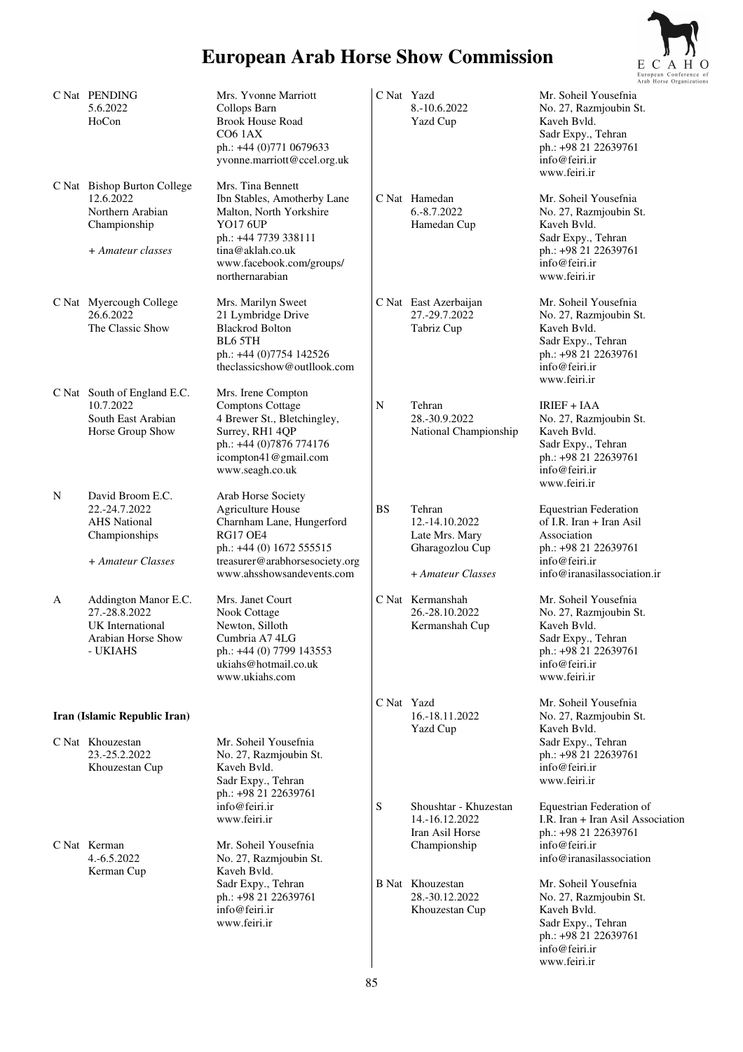# European Arab Horse Show Commission

| | | |
|---|---|---|
| C Nat | PENDING<br>5.6.2022<br>HoCon | Mrs. Yvonne Marriott<br>Collops Barn<br>Brook House Road<br>CO6 1AX<br>ph.: +44 (0)771 0679633<br>yvonne.marriott@ccel.org.uk |
| C Nat | Bishop Burton College<br>12.6.2022<br>Northern Arabian Championship<br><br>*+ Amateur classes* | Mrs. Tina Bennett<br>Ibn Stables, Amotherby Lane<br>Malton, North Yorkshire<br>YO17 6UP<br>ph.: +44 7739 338111<br>tina@aklah.co.uk<br>www.facebook.com/groups/northernarabian |
| C Nat | Myercough College<br>26.6.2022<br>The Classic Show | Mrs. Marilyn Sweet<br>21 Lymbridge Drive<br>Blackrod Bolton<br>BL6 5TH<br>ph.: +44 (0)7754 142526<br>theclassicshow@outllook.com |
| C Nat | South of England E.C.<br>10.7.2022<br>South East Arabian Horse Group Show | Mrs. Irene Compton<br>Comptons Cottage<br>4 Brewer St., Bletchingley,<br>Surrey, RH1 4QP<br>ph.: +44 (0)7876 774176<br>icompton41@gmail.com<br>www.seagh.co.uk |
| N | David Broom E.C.<br>22.-24.7.2022<br>AHS National Championships<br><br>*+ Amateur Classes* | Arab Horse Society<br>Agriculture House<br>Charnham Lane, Hungerford<br>RG17 OE4<br>ph.: +44 (0) 1672 555515<br>treasurer@arabhorsesociety.org<br>www.ahsshowsandevents.com |
| A | Addington Manor E.C.<br>27.-28.8.2022<br>UK International Arabian Horse Show - UKIAHS | Mrs. Janet Court<br>Nook Cottage<br>Newton, Silloth<br>Cumbria A7 4LG<br>ph.: +44 (0) 7799 143553<br>ukiahs@hotmail.co.uk<br>www.ukiahs.com |

**Iran (Islamic Republic Iran)**

| | | |
|---|---|---|
| C Nat | Khouzestan<br>23.-25.2.2022<br>Khouzestan Cup | Mr. Soheil Yousefnia<br>No. 27, Razmjoubin St.<br>Kaveh Bvld.<br>Sadr Expy., Tehran<br>ph.: +98 21 22639761<br>info@feiri.ir<br>www.feiri.ir |
| C Nat | Kerman<br>4.-6.5.2022<br>Kerman Cup | Mr. Soheil Yousefnia<br>No. 27, Razmjoubin St.<br>Kaveh Bvld.<br>Sadr Expy., Tehran<br>ph.: +98 21 22639761<br>info@feiri.ir<br>www.feiri.ir |
| C Nat | Yazd<br>8.-10.6.2022<br>Yazd Cup | Mr. Soheil Yousefnia<br>No. 27, Razmjoubin St.<br>Kaveh Bvld.<br>Sadr Expy., Tehran<br>ph.: +98 21 22639761<br>info@feiri.ir<br>www.feiri.ir |
| C Nat | Hamedan<br>6.-8.7.2022<br>Hamedan Cup | Mr. Soheil Yousefnia<br>No. 27, Razmjoubin St.<br>Kaveh Bvld.<br>Sadr Expy., Tehran<br>ph.: +98 21 22639761<br>info@feiri.ir<br>www.feiri.ir |
| C Nat | East Azerbaijan<br>27.-29.7.2022<br>Tabriz Cup | Mr. Soheil Yousefnia<br>No. 27, Razmjoubin St.<br>Kaveh Bvld.<br>Sadr Expy., Tehran<br>ph.: +98 21 22639761<br>info@feiri.ir<br>www.feiri.ir |
| N | Tehran<br>28.-30.9.2022<br>National Championship | IRIEF + IAA<br>No. 27, Razmjoubin St.<br>Kaveh Bvld.<br>Sadr Expy., Tehran<br>ph.: +98 21 22639761<br>info@feiri.ir<br>www.feiri.ir |
| BS | Tehran<br>12.-14.10.2022<br>Late Mrs. Mary Gharagozlou Cup<br><br>*+ Amateur Classes* | Equestrian Federation of I.R. Iran + Iran Asil Association<br>ph.: +98 21 22639761<br>info@feiri.ir<br>info@iranasilassociation.ir |
| C Nat | Kermanshah<br>26.-28.10.2022<br>Kermanshah Cup | Mr. Soheil Yousefnia<br>No. 27, Razmjoubin St.<br>Kaveh Bvld.<br>Sadr Expy., Tehran<br>ph.: +98 21 22639761<br>info@feiri.ir<br>www.feiri.ir |
| C Nat | Yazd<br>16.-18.11.2022<br>Yazd Cup | Mr. Soheil Yousefnia<br>No. 27, Razmjoubin St.<br>Kaveh Bvld.<br>Sadr Expy., Tehran<br>ph.: +98 21 22639761<br>info@feiri.ir<br>www.feiri.ir |
| S | Shoushtar - Khuzestan<br>14.-16.12.2022<br>Iran Asil Horse Championship | Equestrian Federation of I.R. Iran + Iran Asil Association<br>ph.: +98 21 22639761<br>info@feiri.ir<br>info@iranasilassociation |
| B Nat | Khouzestan<br>28.-30.12.2022<br>Khouzestan Cup | Mr. Soheil Yousefnia<br>No. 27, Razmjoubin St.<br>Kaveh Bvld.<br>Sadr Expy., Tehran<br>ph.: +98 21 22639761<br>info@feiri.ir<br>www.feiri.ir |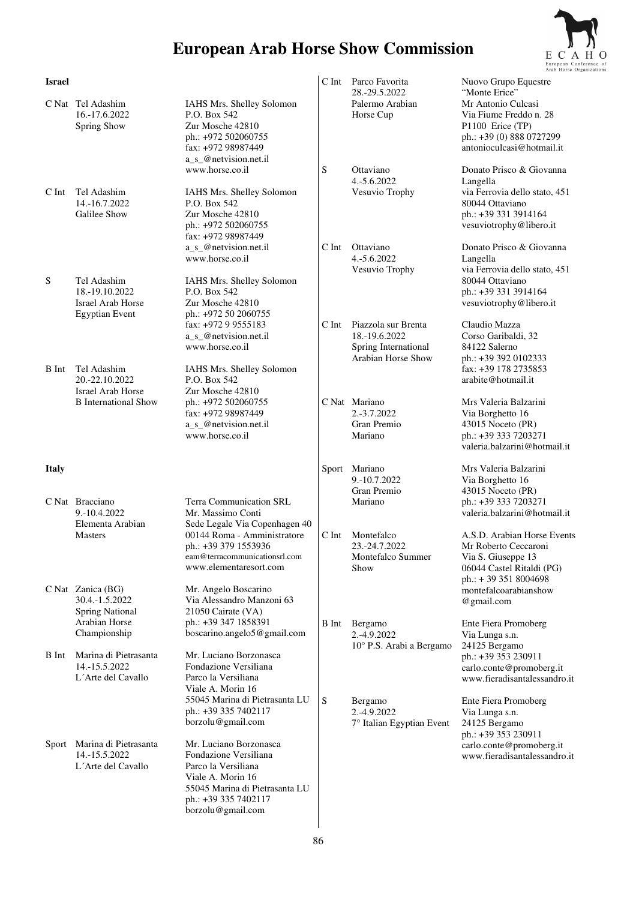# European Arab Horse Show Commission

## Israel

| Type | Event | Contact |
|---|---|---|
| C Nat | Tel Adashim<br>16.-17.6.2022<br>Spring Show | IAHS Mrs. Shelley Solomon<br>P.O. Box 542<br>Zur Mosche 42810<br>ph.: +972 502060755<br>fax: +972 98987449<br>a_s_@netvision.net.il<br>www.horse.co.il |
| C Int | Tel Adashim<br>14.-16.7.2022<br>Galilee Show | IAHS Mrs. Shelley Solomon<br>P.O. Box 542<br>Zur Mosche 42810<br>ph.: +972 502060755<br>fax: +972 98987449<br>a_s_@netvision.net.il<br>www.horse.co.il |
| S | Tel Adashim<br>18.-19.10.2022<br>Israel Arab Horse<br>Egyptian Event | IAHS Mrs. Shelley Solomon<br>P.O. Box 542<br>Zur Mosche 42810<br>ph.: +972 50 2060755<br>fax: +972 9 9555183<br>a_s_@netvision.net.il<br>www.horse.co.il |
| B Int | Tel Adashim<br>20.-22.10.2022<br>Israel Arab Horse<br>B International Show | IAHS Mrs. Shelley Solomon<br>P.O. Box 542<br>Zur Mosche 42810<br>ph.: +972 502060755<br>fax: +972 98987449<br>a_s_@netvision.net.il<br>www.horse.co.il |

## Italy

| Type | Event | Contact |
|---|---|---|
| C Nat | Bracciano<br>9.-10.4.2022<br>Elementa Arabian<br>Masters | Terra Communication SRL<br>Mr. Massimo Conti<br>Sede Legale Via Copenhagen 40<br>00144 Roma - Amministratore<br>ph.: +39 379 1553936<br>eam@terracommunicationsrl.com<br>www.elementaresort.com |
| C Nat | Zanica (BG)<br>30.4.-1.5.2022<br>Spring National<br>Arabian Horse<br>Championship | Mr. Angelo Boscarino<br>Via Alessandro Manzoni 63<br>21050 Cairate (VA)<br>ph.: +39 347 1858391<br>boscarino.angelo5@gmail.com |
| B Int | Marina di Pietrasanta<br>14.-15.5.2022<br>L´Arte del Cavallo | Mr. Luciano Borzonasca<br>Fondazione Versiliana<br>Parco la Versiliana<br>Viale A. Morin 16<br>55045 Marina di Pietrasanta LU<br>ph.: +39 335 7402117<br>borzolu@gmail.com |
| Sport | Marina di Pietrasanta<br>14.-15.5.2022<br>L´Arte del Cavallo | Mr. Luciano Borzonasca<br>Fondazione Versiliana<br>Parco la Versiliana<br>Viale A. Morin 16<br>55045 Marina di Pietrasanta LU<br>ph.: +39 335 7402117<br>borzolu@gmail.com |
| C Int | Parco Favorita<br>28.-29.5.2022<br>Palermo Arabian<br>Horse Cup | Nuovo Grupo Equestre<br>"Monte Erice"<br>Mr Antonio Culcasi<br>Via Fiume Freddo n. 28<br>P1100 Erice (TP)<br>ph.: +39 (0) 888 0727299<br>antonioculcasi@hotmail.it |
| S | Ottaviano<br>4.-5.6.2022<br>Vesuvio Trophy | Donato Prisco & Giovanna<br>Langella<br>via Ferrovia dello stato, 451<br>80044 Ottaviano<br>ph.: +39 331 3914164<br>vesuviotrophy@libero.it |
| C Int | Ottaviano<br>4.-5.6.2022<br>Vesuvio Trophy | Donato Prisco & Giovanna<br>Langella<br>via Ferrovia dello stato, 451<br>80044 Ottaviano<br>ph.: +39 331 3914164<br>vesuviotrophy@libero.it |
| C Int | Piazzola sur Brenta<br>18.-19.6.2022<br>Spring International<br>Arabian Horse Show | Claudio Mazza<br>Corso Garibaldi, 32<br>84122 Salerno<br>ph.: +39 392 0102333<br>fax: +39 178 2735853<br>arabite@hotmail.it |
| C Nat | Mariano<br>2.-3.7.2022<br>Gran Premio<br>Mariano | Mrs Valeria Balzarini<br>Via Borghetto 16<br>43015 Noceto (PR)<br>ph.: +39 333 7203271<br>valeria.balzarini@hotmail.it |
| Sport | Mariano<br>9.-10.7.2022<br>Gran Premio<br>Mariano | Mrs Valeria Balzarini<br>Via Borghetto 16<br>43015 Noceto (PR)<br>ph.: +39 333 7203271<br>valeria.balzarini@hotmail.it |
| C Int | Montefalco<br>23.-24.7.2022<br>Montefalco Summer<br>Show | A.S.D. Arabian Horse Events<br>Mr Roberto Ceccaroni<br>Via S. Giuseppe 13<br>06044 Castel Ritaldi (PG)<br>ph.: + 39 351 8004698<br>montefalcoarabianshow<br>@gmail.com |
| B Int | Bergamo<br>2.-4.9.2022<br>10° P.S. Arabi a Bergamo | Ente Fiera Promoberg<br>Via Lunga s.n.<br>24125 Bergamo<br>ph.: +39 353 230911<br>carlo.conte@promoberg.it<br>www.fieradisantalessandro.it |
| S | Bergamo<br>2.-4.9.2022<br>7° Italian Egyptian Event | Ente Fiera Promoberg<br>Via Lunga s.n.<br>24125 Bergamo<br>ph.: +39 353 230911<br>carlo.conte@promoberg.it<br>www.fieradisantalessandro.it |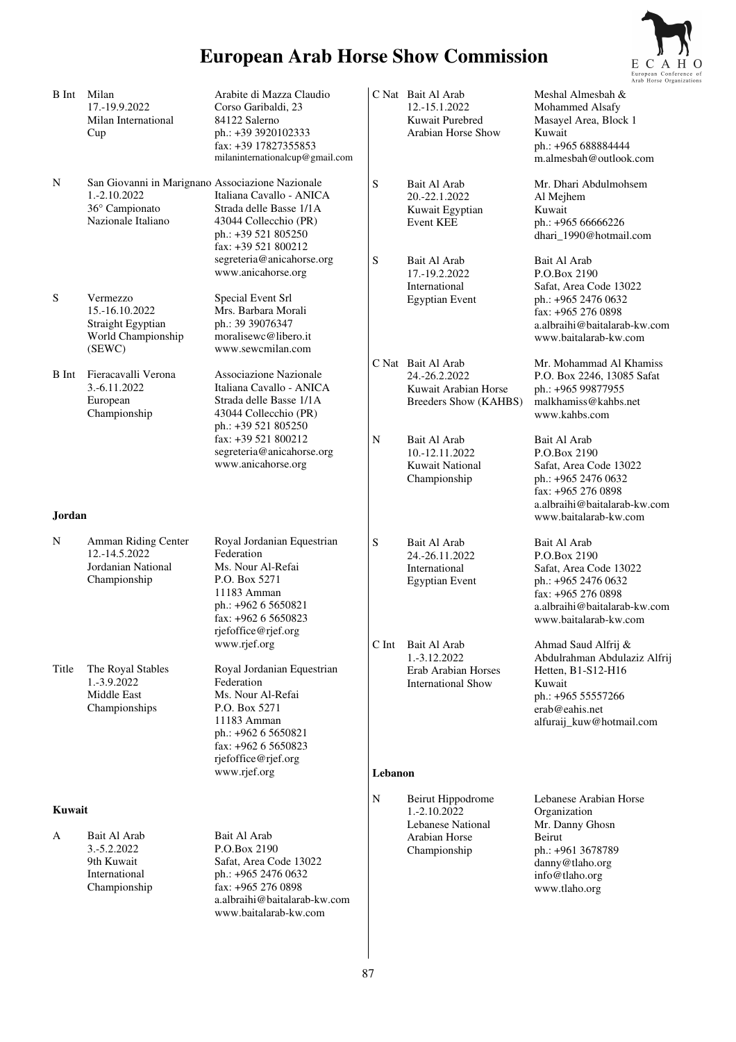| | | |
|---|---|---|
| B Int | Milan<br>17.-19.9.2022<br>Milan International Cup | Arabite di Mazza Claudio<br>Corso Garibaldi, 23<br>84122 Salerno<br>ph.: +39 3920102333<br>fax: +39 17827355853<br>milaninternationalcup@gmail.com |
| N | San Giovanni in Marignano<br>1.-2.10.2022<br>36° Campionato Nazionale Italiano | Associazione Nazionale Italiana Cavallo - ANICA<br>Strada delle Basse 1/1A<br>43044 Collecchio (PR)<br>ph.: +39 521 805250<br>fax: +39 521 800212<br>segreteria@anicahorse.org<br>www.anicahorse.org |
| S | Vermezzo<br>15.-16.10.2022<br>Straight Egyptian World Championship (SEWC) | Special Event Srl<br>Mrs. Barbara Morali<br>ph.: 39 39076347<br>moralisewc@libero.it<br>www.sewcmilan.com |
| B Int | Fieracavalli Verona<br>3.-6.11.2022<br>European Championship | Associazione Nazionale Italiana Cavallo - ANICA<br>Strada delle Basse 1/1A<br>43044 Collecchio (PR)<br>ph.: +39 521 805250<br>fax: +39 521 800212<br>segreteria@anicahorse.org<br>www.anicahorse.org |

**Jordan**

| | | |
|---|---|---|
| N | Amman Riding Center<br>12.-14.5.2022<br>Jordanian National Championship | Royal Jordanian Equestrian Federation<br>Ms. Nour Al-Refai<br>P.O. Box 5271<br>11183 Amman<br>ph.: +962 6 5650821<br>fax: +962 6 5650823<br>rjefoffice@rjef.org<br>www.rjef.org |
| Title | The Royal Stables<br>1.-3.9.2022<br>Middle East Championships | Royal Jordanian Equestrian Federation<br>Ms. Nour Al-Refai<br>P.O. Box 5271<br>11183 Amman<br>ph.: +962 6 5650821<br>fax: +962 6 5650823<br>rjefoffice@rjef.org<br>www.rjef.org |

**Kuwait**

| | | |
|---|---|---|
| A | Bait Al Arab<br>3.-5.2.2022<br>9th Kuwait International Championship | Bait Al Arab<br>P.O.Box 2190<br>Safat, Area Code 13022<br>ph.: +965 2476 0632<br>fax: +965 276 0898<br>a.albraihi@baitalarab-kw.com<br>www.baitalarab-kw.com |
| C Nat | Bait Al Arab<br>12.-15.1.2022<br>Kuwait Purebred Arabian Horse Show | Meshal Almesbah & Mohammed Alsafy<br>Masayel Area, Block 1<br>Kuwait<br>ph.: +965 688884444<br>m.almesbah@outlook.com |
| S | Bait Al Arab<br>20.-22.1.2022<br>Kuwait Egyptian Event KEE | Mr. Dhari Abdulmohsem Al Mejhem<br>Kuwait<br>ph.: +965 66666226<br>dhari_1990@hotmail.com |
| S | Bait Al Arab<br>17.-19.2.2022<br>International Egyptian Event | Bait Al Arab<br>P.O.Box 2190<br>Safat, Area Code 13022<br>ph.: +965 2476 0632<br>fax: +965 276 0898<br>a.albraihi@baitalarab-kw.com<br>www.baitalarab-kw.com |
| C Nat | Bait Al Arab<br>24.-26.2.2022<br>Kuwait Arabian Horse Breeders Show (KAHBS) | Mr. Mohammad Al Khamiss<br>P.O. Box 2246, 13085 Safat<br>ph.: +965 99877955<br>malkhamiss@kahbs.net<br>www.kahbs.com |
| N | Bait Al Arab<br>10.-12.11.2022<br>Kuwait National Championship | Bait Al Arab<br>P.O.Box 2190<br>Safat, Area Code 13022<br>ph.: +965 2476 0632<br>fax: +965 276 0898<br>a.albraihi@baitalarab-kw.com<br>www.baitalarab-kw.com |
| S | Bait Al Arab<br>24.-26.11.2022<br>International Egyptian Event | Bait Al Arab<br>P.O.Box 2190<br>Safat, Area Code 13022<br>ph.: +965 2476 0632<br>fax: +965 276 0898<br>a.albraihi@baitalarab-kw.com<br>www.baitalarab-kw.com |
| C Int | Bait Al Arab<br>1.-3.12.2022<br>Erab Arabian Horses International Show | Ahmad Saud Alfrij & Abdulrahman Abdulaziz Alfrij<br>Hetten, B1-S12-H16<br>Kuwait<br>ph.: +965 55557266<br>erab@eahis.net<br>alfuraij_kuw@hotmail.com |

**Lebanon**

| | | |
|---|---|---|
| N | Beirut Hippodrome<br>1.-2.10.2022<br>Lebanese National Arabian Horse Championship | Lebanese Arabian Horse Organization<br>Mr. Danny Ghosn<br>Beirut<br>ph.: +961 3678789<br>danny@tlaho.org<br>info@tlaho.org<br>www.tlaho.org |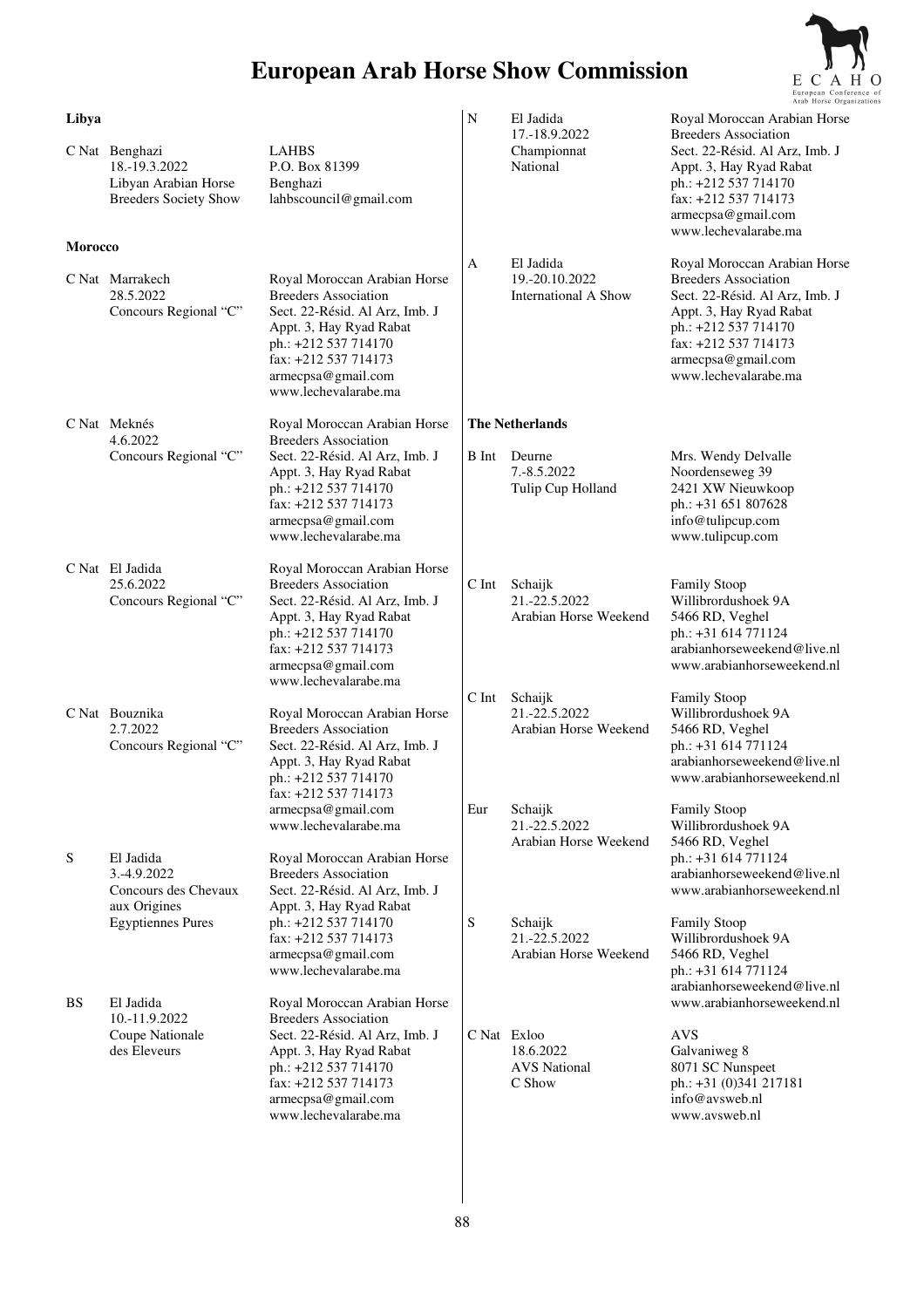# European Arab Horse Show Commission

## Libya

| | | |
|---|---|---|
| C Nat | Benghazi<br>18.-19.3.2022<br>Libyan Arabian Horse Breeders Society Show | LAHBS<br>P.O. Box 81399<br>Benghazi<br>lahbscouncil@gmail.com |

## Morocco

| | | |
|---|---|---|
| C Nat | Marrakech<br>28.5.2022<br>Concours Regional "C" | Royal Moroccan Arabian Horse Breeders Association<br>Sect. 22-Résid. Al Arz, Imb. J<br>Appt. 3, Hay Ryad Rabat<br>ph.: +212 537 714170<br>fax: +212 537 714173<br>armecpsa@gmail.com<br>www.lechevalarabe.ma |
| C Nat | Meknés<br>4.6.2022<br>Concours Regional "C" | Royal Moroccan Arabian Horse Breeders Association<br>Sect. 22-Résid. Al Arz, Imb. J<br>Appt. 3, Hay Ryad Rabat<br>ph.: +212 537 714170<br>fax: +212 537 714173<br>armecpsa@gmail.com<br>www.lechevalarabe.ma |
| C Nat | El Jadida<br>25.6.2022<br>Concours Regional "C" | Royal Moroccan Arabian Horse Breeders Association<br>Sect. 22-Résid. Al Arz, Imb. J<br>Appt. 3, Hay Ryad Rabat<br>ph.: +212 537 714170<br>fax: +212 537 714173<br>armecpsa@gmail.com<br>www.lechevalarabe.ma |
| C Nat | Bouznika<br>2.7.2022<br>Concours Regional "C" | Royal Moroccan Arabian Horse Breeders Association<br>Sect. 22-Résid. Al Arz, Imb. J<br>Appt. 3, Hay Ryad Rabat<br>ph.: +212 537 714170<br>fax: +212 537 714173<br>armecpsa@gmail.com<br>www.lechevalarabe.ma |
| S | El Jadida<br>3.-4.9.2022<br>Concours des Chevaux aux Origines Egyptiennes Pures | Royal Moroccan Arabian Horse Breeders Association<br>Sect. 22-Résid. Al Arz, Imb. J<br>Appt. 3, Hay Ryad Rabat<br>ph.: +212 537 714170<br>fax: +212 537 714173<br>armecpsa@gmail.com<br>www.lechevalarabe.ma |
| BS | El Jadida<br>10.-11.9.2022<br>Coupe Nationale des Eleveurs | Royal Moroccan Arabian Horse Breeders Association<br>Sect. 22-Résid. Al Arz, Imb. J<br>Appt. 3, Hay Ryad Rabat<br>ph.: +212 537 714170<br>fax: +212 537 714173<br>armecpsa@gmail.com<br>www.lechevalarabe.ma |
| N | El Jadida<br>17.-18.9.2022<br>Championnat National | Royal Moroccan Arabian Horse Breeders Association<br>Sect. 22-Résid. Al Arz, Imb. J<br>Appt. 3, Hay Ryad Rabat<br>ph.: +212 537 714170<br>fax: +212 537 714173<br>armecpsa@gmail.com<br>www.lechevalarabe.ma |
| A | El Jadida<br>19.-20.10.2022<br>International A Show | Royal Moroccan Arabian Horse Breeders Association<br>Sect. 22-Résid. Al Arz, Imb. J<br>Appt. 3, Hay Ryad Rabat<br>ph.: +212 537 714170<br>fax: +212 537 714173<br>armecpsa@gmail.com<br>www.lechevalarabe.ma |

## The Netherlands

| | | |
|---|---|---|
| B Int | Deurne<br>7.-8.5.2022<br>Tulip Cup Holland | Mrs. Wendy Delvalle<br>Noordenseweg 39<br>2421 XW Nieuwkoop<br>ph.: +31 651 807628<br>info@tulipcup.com<br>www.tulipcup.com |
| C Int | Schaijk<br>21.-22.5.2022<br>Arabian Horse Weekend | Family Stoop<br>Willibrordushoek 9A<br>5466 RD, Veghel<br>ph.: +31 614 771124<br>arabianhorseweekend@live.nl<br>www.arabianhorseweekend.nl |
| C Int | Schaijk<br>21.-22.5.2022<br>Arabian Horse Weekend | Family Stoop<br>Willibrordushoek 9A<br>5466 RD, Veghel<br>ph.: +31 614 771124<br>arabianhorseweekend@live.nl<br>www.arabianhorseweekend.nl |
| Eur | Schaijk<br>21.-22.5.2022<br>Arabian Horse Weekend | Family Stoop<br>Willibrordushoek 9A<br>5466 RD, Veghel<br>ph.: +31 614 771124<br>arabianhorseweekend@live.nl<br>www.arabianhorseweekend.nl |
| S | Schaijk<br>21.-22.5.2022<br>Arabian Horse Weekend | Family Stoop<br>Willibrordushoek 9A<br>5466 RD, Veghel<br>ph.: +31 614 771124<br>arabianhorseweekend@live.nl<br>www.arabianhorseweekend.nl |
| C Nat | Exloo<br>18.6.2022<br>AVS National C Show | AVS<br>Galvaniweg 8<br>8071 SC Nunspeet<br>ph.: +31 (0)341 217181<br>info@avsweb.nl<br>www.avsweb.nl |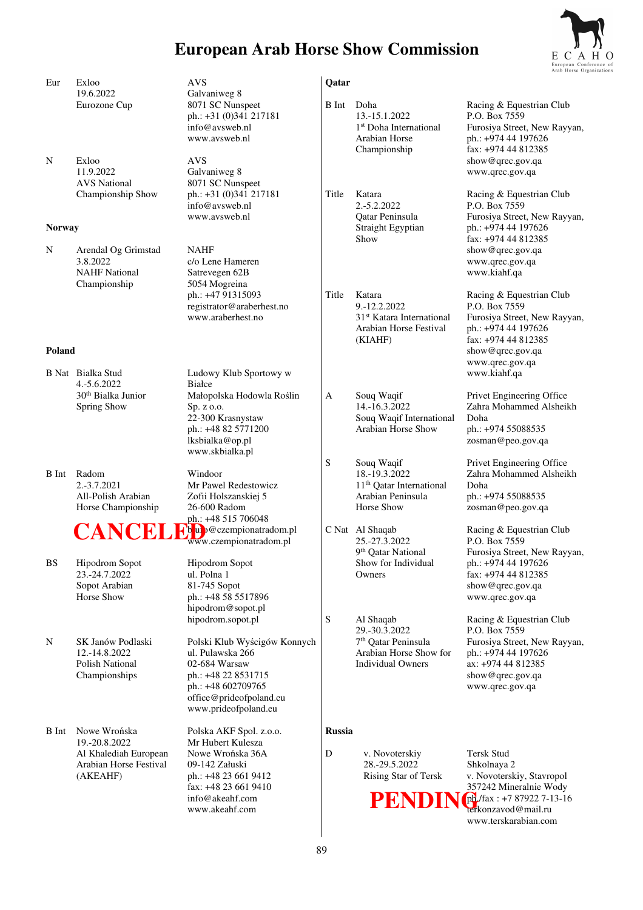# European Arab Horse Show Commission

| | | |
|---|---|---|
| Eur | Exloo<br>19.6.2022<br>Eurozone Cup | AVS<br>Galvaniweg 8<br>8071 SC Nunspeet<br>ph.: +31 (0)341 217181<br>info@avsweb.nl<br>www.avsweb.nl |
| N | Exloo<br>11.9.2022<br>AVS National Championship Show | AVS<br>Galvaniweg 8<br>8071 SC Nunspeet<br>ph.: +31 (0)341 217181<br>info@avsweb.nl<br>www.avsweb.nl |

**Norway**

| | | |
|---|---|---|
| N | Arendal Og Grimstad<br>3.8.2022<br>NAHF National Championship | NAHF<br>c/o Lene Hameren<br>Satrevegen 62B<br>5054 Mogreina<br>ph.: +47 91315093<br>registrator@araberhest.no<br>www.araberhest.no |

**Poland**

| | | |
|---|---|---|
| B Nat | Bialka Stud<br>4.-5.6.2022<br>30th Bialka Junior Spring Show | Ludowy Klub Sportowy w Białce<br>Małopolska Hodowla Roślin Sp. z o.o.<br>22-300 Krasnystaw<br>ph.: +48 82 5771200<br>lksbialka@op.pl<br>www.skbialka.pl |
| B Int | Radom<br>2.-3.7.2021<br>All-Polish Arabian Horse Championship<br>**CANCELED** | Windoor<br>Mr Pawel Redestowicz<br>Zofii Holszanskiej 5<br>26-600 Radom<br>ph.: +48 515 706048<br>biuro@czempionatradom.pl<br>www.czempionatradom.pl |
| BS | Hipodrom Sopot<br>23.-24.7.2022<br>Sopot Arabian Horse Show | Hipodrom Sopot<br>ul. Polna 1<br>81-745 Sopot<br>ph.: +48 58 5517896<br>hipodrom@sopot.pl<br>hipodrom.sopot.pl |
| N | SK Janów Podlaski<br>12.-14.8.2022<br>Polish National Championships | Polski Klub Wyścigów Konnych<br>ul. Pulawska 266<br>02-684 Warsaw<br>ph.: +48 22 8531715<br>ph.: +48 602709765<br>office@prideofpoland.eu<br>www.prideofpoland.eu |
| B Int | Nowe Wrońska<br>19.-20.8.2022<br>Al Khalediah European Arabian Horse Festival (AKEAHF) | Polska AKF Spol. z.o.o.<br>Mr Hubert Kulesza<br>Nowe Wrońska 36A<br>09-142 Załuski<br>ph.: +48 23 661 9412<br>fax: +48 23 661 9410<br>info@akeahf.com<br>www.akeahf.com |

**Qatar**

| | | |
|---|---|---|
| B Int | Doha<br>13.-15.1.2022<br>1st Doha International Arabian Horse Championship | Racing & Equestrian Club<br>P.O. Box 7559<br>Furosiya Street, New Rayyan,<br>ph.: +974 44 197626<br>fax: +974 44 812385<br>show@qrec.gov.qa<br>www.qrec.gov.qa |
| Title | Katara<br>2.-5.2.2022<br>Qatar Peninsula Straight Egyptian Show | Racing & Equestrian Club<br>P.O. Box 7559<br>Furosiya Street, New Rayyan,<br>ph.: +974 44 197626<br>fax: +974 44 812385<br>show@qrec.gov.qa<br>www.qrec.gov.qa<br>www.kiahf.qa |
| Title | Katara<br>9.-12.2.2022<br>31st Katara International Arabian Horse Festival (KIAHF) | Racing & Equestrian Club<br>P.O. Box 7559<br>Furosiya Street, New Rayyan,<br>ph.: +974 44 197626<br>fax: +974 44 812385<br>show@qrec.gov.qa<br>www.qrec.gov.qa<br>www.kiahf.qa |
| A | Souq Waqif<br>14.-16.3.2022<br>Souq Waqif International Arabian Horse Show | Privet Engineering Office<br>Zahra Mohammed Alsheikh<br>Doha<br>ph.: +974 55088535<br>zosman@peo.gov.qa |
| S | Souq Waqif<br>18.-19.3.2022<br>11th Qatar International Arabian Peninsula Horse Show | Privet Engineering Office<br>Zahra Mohammed Alsheikh<br>Doha<br>ph.: +974 55088535<br>zosman@peo.gov.qa |
| C Nat | Al Shaqab<br>25.-27.3.2022<br>9th Qatar National Show for Individual Owners | Racing & Equestrian Club<br>P.O. Box 7559<br>Furosiya Street, New Rayyan,<br>ph.: +974 44 197626<br>fax: +974 44 812385<br>show@qrec.gov.qa<br>www.qrec.gov.qa |
| S | Al Shaqab<br>29.-30.3.2022<br>7th Qatar Peninsula Arabian Horse Show for Individual Owners | Racing & Equestrian Club<br>P.O. Box 7559<br>Furosiya Street, New Rayyan,<br>ph.: +974 44 197626<br>ax: +974 44 812385<br>show@qrec.gov.qa<br>www.qrec.gov.qa |

**Russia**

| | | |
|---|---|---|
| D | v. Novoterskiy<br>28.-29.5.2022<br>Rising Star of Tersk<br>**PENDING** | Tersk Stud<br>Shkolnaya 2<br>v. Novoterskiy, Stavropol<br>357242 Mineralnie Wody<br>ph./fax : +7 87922 7-13-16<br>terkonzavod@mail.ru<br>www.terskarabian.com |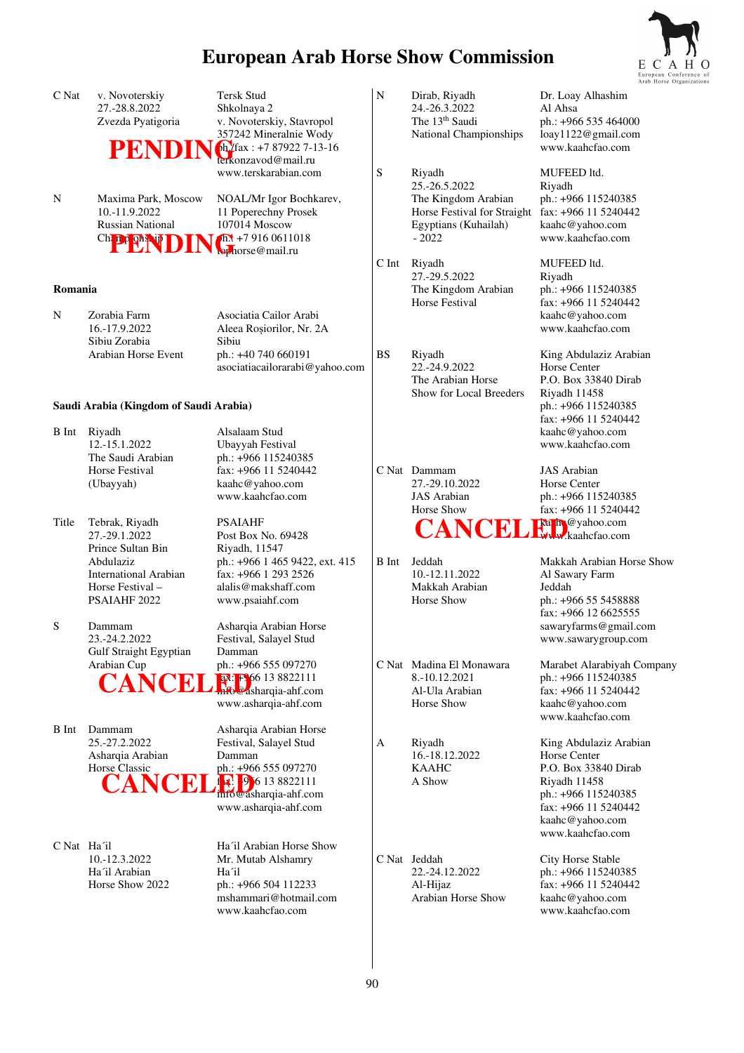# European Arab Horse Show Commission

C Nat | v. Novoterskiy
27.-28.8.2022
Zvezda Pyatigoria
**PENDING**

Tersk Stud
Shkolnaya 2
v. Novoterskiy, Stavropol
357242 Mineralnie Wody
ph./fax : +7 87922 7-13-16
terkonzavod@mail.ru
www.terskarabian.com

N | Maxima Park, Moscow
10.-11.9.2022
Russian National
Championship
**PENDING**

NOAL/Mr Igor Bochkarev,
11 Poperechny Prosek
107014 Moscow
ph.: +7 916 0611018
tophorse@mail.ru

## Romania

N | Zorabia Farm
16.-17.9.2022
Sibiu Zorabia
Arabian Horse Event

Asociatia Cailor Arabi
Aleea Roșiorilor, Nr. 2A
Sibiu
ph.: +40 740 660191
asociatiacailorarabi@yahoo.com

## Saudi Arabia (Kingdom of Saudi Arabia)

B Int | Riyadh
12.-15.1.2022
The Saudi Arabian
Horse Festival
(Ubayyah)

Alsalaam Stud
Ubayyah Festival
ph.: +966 115240385
fax: +966 11 5240442
kaahc@yahoo.com
www.kaahcfao.com

Title | Tebrak, Riyadh
27.-29.1.2022
Prince Sultan Bin
Abdulaziz
International Arabian
Horse Festival –
PSAIAHF 2022

PSAIAHF
Post Box No. 69428
Riyadh, 11547
ph.: +966 1 465 9422, ext. 415
fax: +966 1 293 2526
alalis@makshaff.com
www.psaiahf.com

S | Dammam
23.-24.2.2022
Gulf Straight Egyptian
Arabian Cup
**CANCELED**

Asharqia Arabian Horse
Festival, Salayel Stud
Dammam
ph.: +966 555 097270
fax: +966 13 8822111
info@asharqia-ahf.com
www.asharqia-ahf.com

B Int | Dammam
25.-27.2.2022
Asharqia Arabian
Horse Classic
**CANCELED**

Asharqia Arabian Horse
Festival, Salayel Stud
Dammam
ph.: +966 555 097270
fax: +966 13 8822111
info@asharqia-ahf.com
www.asharqia-ahf.com

C Nat | Ha´il
10.-12.3.2022
Ha´il Arabian
Horse Show 2022

Ha´il Arabian Horse Show
Mr. Mutab Alshamry
Ha´il
ph.: +966 504 112233
mshammari@hotmail.com
www.kaahcfao.com

N | Dirab, Riyadh
24.-26.3.2022
The 13th Saudi
National Championships

Dr. Loay Alhashim
Al Ahsa
ph.: +966 535 464000
loay1122@gmail.com
www.kaahcfao.com

S | Riyadh
25.-26.5.2022
The Kingdom Arabian
Horse Festival for Straight
Egyptians (Kuhailah)
- 2022

MUFEED ltd.
Riyadh
ph.: +966 115240385
fax: +966 11 5240442
kaahc@yahoo.com
www.kaahcfao.com

C Int | Riyadh
27.-29.5.2022
The Kingdom Arabian
Horse Festival

MUFEED ltd.
Riyadh
ph.: +966 115240385
fax: +966 11 5240442
kaahc@yahoo.com
www.kaahcfao.com

BS | Riyadh
22.-24.9.2022
The Arabian Horse
Show for Local Breeders

King Abdulaziz Arabian
Horse Center
P.O. Box 33840 Dirab
Riyadh 11458
ph.: +966 115240385
fax: +966 11 5240442
kaahc@yahoo.com
www.kaahcfao.com

C Nat | Dammam
27.-29.10.2022
JAS Arabian
Horse Show
**CANCELED**

JAS Arabian
Horse Center
ph.: +966 115240385
fax: +966 11 5240442
kaahc@yahoo.com
www.kaahcfao.com

B Int | Jeddah
10.-12.11.2022
Makkah Arabian
Horse Show

Makkah Arabian Horse Show
Al Sawary Farm
Jeddah
ph.: +966 55 5458888
fax: +966 12 6625555
sawaryfarms@gmail.com
www.sawarygroup.com

C Nat | Madina El Monawara
8.-10.12.2021
Al-Ula Arabian
Horse Show

Marabet Alarabiyah Company
ph.: +966 115240385
fax: +966 11 5240442
kaahc@yahoo.com
www.kaahcfao.com

A | Riyadh
16.-18.12.2022
KAAHC
A Show

King Abdulaziz Arabian
Horse Center
P.O. Box 33840 Dirab
Riyadh 11458
ph.: +966 115240385
fax: +966 11 5240442
kaahc@yahoo.com
www.kaahcfao.com

C Nat | Jeddah
22.-24.12.2022
Al-Hijaz
Arabian Horse Show

City Horse Stable
ph.: +966 115240385
fax: +966 11 5240442
kaahc@yahoo.com
www.kaahcfao.com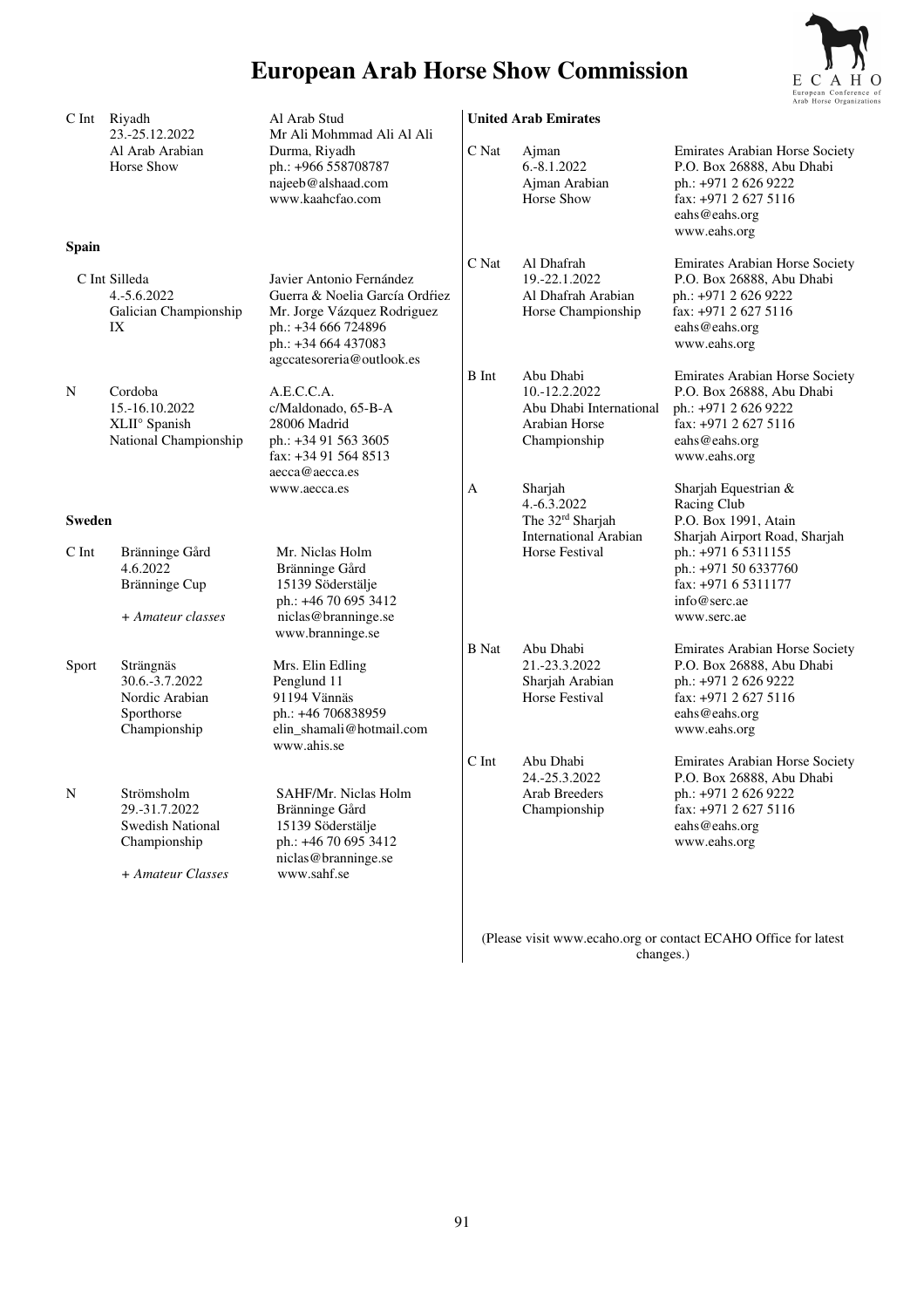# European Arab Horse Show Commission

| | | |
|---|---|---|
| C Int | Riyadh<br>23.-25.12.2022<br>Al Arab Arabian<br>Horse Show | Al Arab Stud<br>Mr Ali Mohmmad Ali Al Ali<br>Durma, Riyadh<br>ph.: +966 558708787<br>najeeb@alshaad.com<br>www.kaahcfao.com |

**Spain**

| | | |
|---|---|---|
| C Int | Silleda<br>4.-5.6.2022<br>Galician Championship<br>IX | Javier Antonio Fernández<br>Guerra & Noelia García Ordfiez<br>Mr. Jorge Vázquez Rodriguez<br>ph.: +34 666 724896<br>ph.: +34 664 437083<br>agccatesoreria@outlook.es |
| N | Cordoba<br>15.-16.10.2022<br>XLII° Spanish<br>National Championship | A.E.C.C.A.<br>c/Maldonado, 65-B-A<br>28006 Madrid<br>ph.: +34 91 563 3605<br>fax: +34 91 564 8513<br>aecca@aecca.es<br>www.aecca.es |

**Sweden**

| | | |
|---|---|---|
| C Int | Bränninge Gård<br>4.6.2022<br>Bränninge Cup<br><br>*+ Amateur classes* | Mr. Niclas Holm<br>Bränninge Gård<br>15139 Söderstälje<br>ph.: +46 70 695 3412<br>niclas@branninge.se<br>www.branninge.se |
| Sport | Strängnäs<br>30.6.-3.7.2022<br>Nordic Arabian<br>Sporthorse<br>Championship | Mrs. Elin Edling<br>Penglund 11<br>91194 Vännäs<br>ph.: +46 706838959<br>elin_shamali@hotmail.com<br>www.ahis.se |
| N | Strömsholm<br>29.-31.7.2022<br>Swedish National<br>Championship<br><br>*+ Amateur Classes* | SAHF/Mr. Niclas Holm<br>Bränninge Gård<br>15139 Söderstälje<br>ph.: +46 70 695 3412<br>niclas@branninge.se<br>www.sahf.se |

**United Arab Emirates**

| | | |
|---|---|---|
| C Nat | Ajman<br>6.-8.1.2022<br>Ajman Arabian<br>Horse Show | Emirates Arabian Horse Society<br>P.O. Box 26888, Abu Dhabi<br>ph.: +971 2 626 9222<br>fax: +971 2 627 5116<br>eahs@eahs.org<br>www.eahs.org |
| C Nat | Al Dhafrah<br>19.-22.1.2022<br>Al Dhafrah Arabian<br>Horse Championship | Emirates Arabian Horse Society<br>P.O. Box 26888, Abu Dhabi<br>ph.: +971 2 626 9222<br>fax: +971 2 627 5116<br>eahs@eahs.org<br>www.eahs.org |
| B Int | Abu Dhabi<br>10.-12.2.2022<br>Abu Dhabi International<br>Arabian Horse<br>Championship | Emirates Arabian Horse Society<br>P.O. Box 26888, Abu Dhabi<br>ph.: +971 2 626 9222<br>fax: +971 2 627 5116<br>eahs@eahs.org<br>www.eahs.org |
| A | Sharjah<br>4.-6.3.2022<br>The 32rd Sharjah<br>International Arabian<br>Horse Festival | Sharjah Equestrian &<br>Racing Club<br>P.O. Box 1991, Atain<br>Sharjah Airport Road, Sharjah<br>ph.: +971 6 5311155<br>ph.: +971 50 6337760<br>fax: +971 6 5311177<br>info@serc.ae<br>www.serc.ae |
| B Nat | Abu Dhabi<br>21.-23.3.2022<br>Sharjah Arabian<br>Horse Festival | Emirates Arabian Horse Society<br>P.O. Box 26888, Abu Dhabi<br>ph.: +971 2 626 9222<br>fax: +971 2 627 5116<br>eahs@eahs.org<br>www.eahs.org |
| C Int | Abu Dhabi<br>24.-25.3.2022<br>Arab Breeders<br>Championship | Emirates Arabian Horse Society<br>P.O. Box 26888, Abu Dhabi<br>ph.: +971 2 626 9222<br>fax: +971 2 627 5116<br>eahs@eahs.org<br>www.eahs.org |

(Please visit www.ecaho.org or contact ECAHO Office for latest changes.)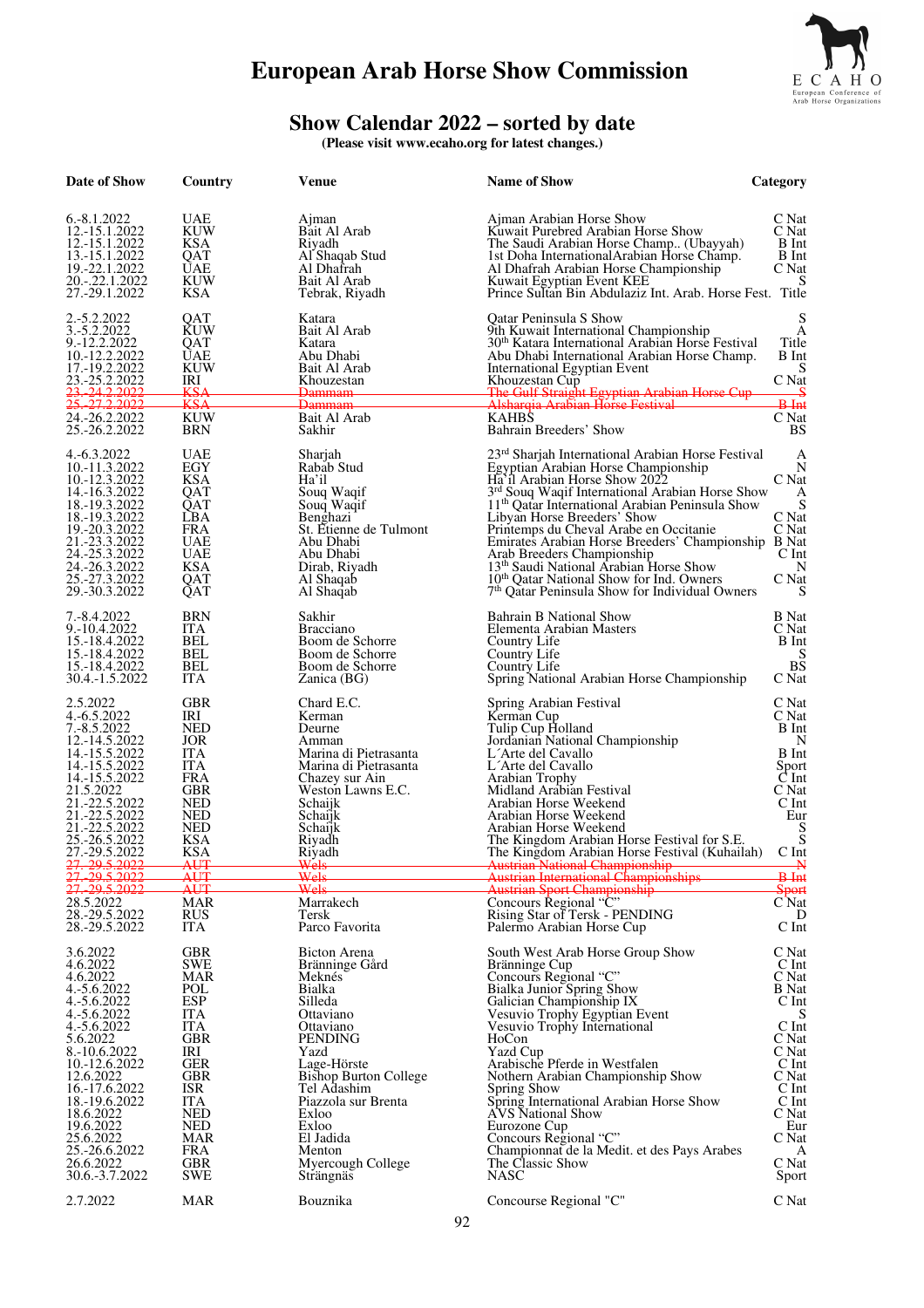# European Arab Horse Show Commission

## Show Calendar 2022 – sorted by date

(Please visit www.ecaho.org for latest changes.)

| Date of Show | Country | Venue | Name of Show | Category |
|---|---|---|---|---|
| 6.-8.1.2022 | UAE | Ajman | Ajman Arabian Horse Show | C Nat |
| 12.-15.1.2022 | KUW | Bait Al Arab | Kuwait Purebred Arabian Horse Show | C Nat |
| 12.-15.1.2022 | KSA | Riyadh | The Saudi Arabian Horse Champ.. (Ubayyah) | B Int |
| 13.-15.1.2022 | QAT | Al Shaqab Stud | 1st Doha InternationalArabian Horse Champ. | B Int |
| 19.-22.1.2022 | UAE | Al Dhafrah | Al Dhafrah Arabian Horse Championship | C Nat |
| 20.-.22.1.2022 | KUW | Bait Al Arab | Kuwait Egyptian Event KEE | S |
| 27.-29.1.2022 | KSA | Tebrak, Riyadh | Prince Sultan Bin Abdulaziz Int. Arab. Horse Fest. | Title |
| 2.-5.2.2022 | QAT | Katara | Qatar Peninsula S Show | S |
| 3.-5.2.2022 | KUW | Bait Al Arab | 9th Kuwait International Championship | A |
| 9.-12.2.2022 | QAT | Katara | 30th Katara International Arabian Horse Festival | Title |
| 10.-12.2.2022 | UAE | Abu Dhabi | Abu Dhabi International Arabian Horse Champ. | B Int |
| 17.-19.2.2022 | KUW | Bait Al Arab | International Egyptian Event | S |
| 23.-25.2.2022 | IRI | Khouzestan | Khouzestan Cup | C Nat |
| ~~23.-24.2.2022~~ | ~~KSA~~ | ~~Dammam~~ | ~~The Gulf Straight Egyptian Arabian Horse Cup~~ | ~~S~~ |
| ~~25.-27.2.2022~~ | ~~KSA~~ | ~~Dammam~~ | ~~Alsharqia Arabian Horse Festival~~ | ~~B Int~~ |
| 24.-26.2.2022 | KUW | Bait Al Arab | KAHBS | C Nat |
| 25.-26.2.2022 | BRN | Sakhir | Bahrain Breeders' Show | BS |
| 4.-6.3.2022 | UAE | Sharjah | 23rd Sharjah International Arabian Horse Festival | A |
| 10.-11.3.2022 | EGY | Rabab Stud | Egyptian Arabian Horse Championship | N |
| 10.-12.3.2022 | KSA | Ha'il | Ha'il Arabian Horse Show 2022 | C Nat |
| 14.-16.3.2022 | QAT | Souq Waqif | 3rd Souq Waqif International Arabian Horse Show | A |
| 18.-19.3.2022 | QAT | Souq Waqif | 11th Qatar International Arabian Peninsula Show | S |
| 18.-19.3.2022 | LBA | Benghazi | Libyan Horse Breeders' Show | C Nat |
| 19.-20.3.2022 | FRA | St. Etienne de Tulmont | Printemps du Cheval Arabe en Occitanie | C Nat |
| 21.-23.3.2022 | UAE | Abu Dhabi | Emirates Arabian Horse Breeders' Championship | B Nat |
| 24.-25.3.2022 | UAE | Abu Dhabi | Arab Breeders Championship | C Int |
| 24.-26.3.2022 | KSA | Dirab, Riyadh | 13th Saudi National Arabian Horse Show | N |
| 25.-27.3.2022 | QAT | Al Shaqab | 10th Qatar National Show for Ind. Owners | C Nat |
| 29.-30.3.2022 | QAT | Al Shaqab | 7th Qatar Peninsula Show for Individual Owners | S |
| 7.-8.4.2022 | BRN | Sakhir | Bahrain B National Show | B Nat |
| 9.-10.4.2022 | ITA | Bracciano | Elementa Arabian Masters | C Nat |
| 15.-18.4.2022 | BEL | Boom de Schorre | Country Life | B Int |
| 15.-18.4.2022 | BEL | Boom de Schorre | Country Life | S |
| 15.-18.4.2022 | BEL | Boom de Schorre | Country Life | BS |
| 30.4.-1.5.2022 | ITA | Zanica (BG) | Spring National Arabian Horse Championship | C Nat |
| 2.5.2022 | GBR | Chard E.C. | Spring Arabian Festival | C Nat |
| 4.-6.5.2022 | IRI | Kerman | Kerman Cup | C Nat |
| 7.-8.5.2022 | NED | Deurne | Tulip Cup Holland | B Int |
| 12.-14.5.2022 | JOR | Amman | Jordanian National Championship | N |
| 14.-15.5.2022 | ITA | Marina di Pietrasanta | L´Arte del Cavallo | B Int |
| 14.-15.5.2022 | ITA | Marina di Pietrasanta | L´Arte del Cavallo | Sport |
| 14.-15.5.2022 | FRA | Chazey sur Ain | Arabian Trophy | C Int |
| 21.5.2022 | GBR | Weston Lawns E.C. | Midland Arabian Festival | C Nat |
| 21.-22.5.2022 | NED | Schaijk | Arabian Horse Weekend | C Int |
| 21.-22.5.2022 | NED | Schaijk | Arabian Horse Weekend | Eur |
| 21.-22.5.2022 | NED | Schaijk | Arabian Horse Weekend | S |
| 25.-26.5.2022 | KSA | Riyadh | The Kingdom Arabian Horse Festival for S.E. | S |
| 27.-29.5.2022 | KSA | Riyadh | The Kingdom Arabian Horse Festival (Kuhailah) | C Int |
| ~~27.-29.5.2022~~ | ~~AUT~~ | ~~Wels~~ | ~~Austrian National Championship~~ | ~~N~~ |
| ~~27.-29.5.2022~~ | ~~AUT~~ | ~~Wels~~ | ~~Austrian International Championships~~ | ~~B Int~~ |
| ~~27.-29.5.2022~~ | ~~AUT~~ | ~~Wels~~ | ~~Austrian Sport Championship~~ | ~~Sport~~ |
| 28.5.2022 | MAR | Marrakech | Concours Regional "C" | C Nat |
| 28.-29.5.2022 | RUS | Tersk | Rising Star of Tersk - PENDING | D |
| 28.-29.5.2022 | ITA | Parco Favorita | Palermo Arabian Horse Cup | C Int |
| 3.6.2022 | GBR | Bicton Arena | South West Arab Horse Group Show | C Nat |
| 4.6.2022 | SWE | Bränninge Gård | Bränninge Cup | C Int |
| 4.6.2022 | MAR | Meknés | Concours Regional "C" | C Nat |
| 4.-5.6.2022 | POL | Bialka | Bialka Junior Spring Show | B Nat |
| 4.-5.6.2022 | ESP | Silleda | Galician Championship IX | C Int |
| 4.-5.6.2022 | ITA | Ottaviano | Vesuvio Trophy Egyptian Event | S |
| 4.-5.6.2022 | ITA | Ottaviano | Vesuvio Trophy International | C Int |
| 5.6.2022 | GBR | PENDING | HoCon | C Nat |
| 8.-10.6.2022 | IRI | Yazd | Yazd Cup | C Nat |
| 10.-12.6.2022 | GER | Lage-Hörste | Arabische Pferde in Westfalen | C Int |
| 12.6.2022 | GBR | Bishop Burton College | Nothern Arabian Championship Show | C Nat |
| 16.-17.6.2022 | ISR | Tel Adashim | Spring Show | C Int |
| 18.-19.6.2022 | ITA | Piazzola sur Brenta | Spring International Arabian Horse Show | C Int |
| 18.6.2022 | NED | Exloo | AVS National Show | C Nat |
| 19.6.2022 | NED | Exloo | Eurozone Cup | Eur |
| 25.6.2022 | MAR | El Jadida | Concours Regional "C" | C Nat |
| 25.-26.6.2022 | FRA | Menton | Championnat de la Medit. et des Pays Arabes | A |
| 26.6.2022 | GBR | Myercough College | The Classic Show | C Nat |
| 30.6.-3.7.2022 | SWE | Strängnäs | NASC | Sport |
| 2.7.2022 | MAR | Bouznika | Concourse Regional "C" | C Nat |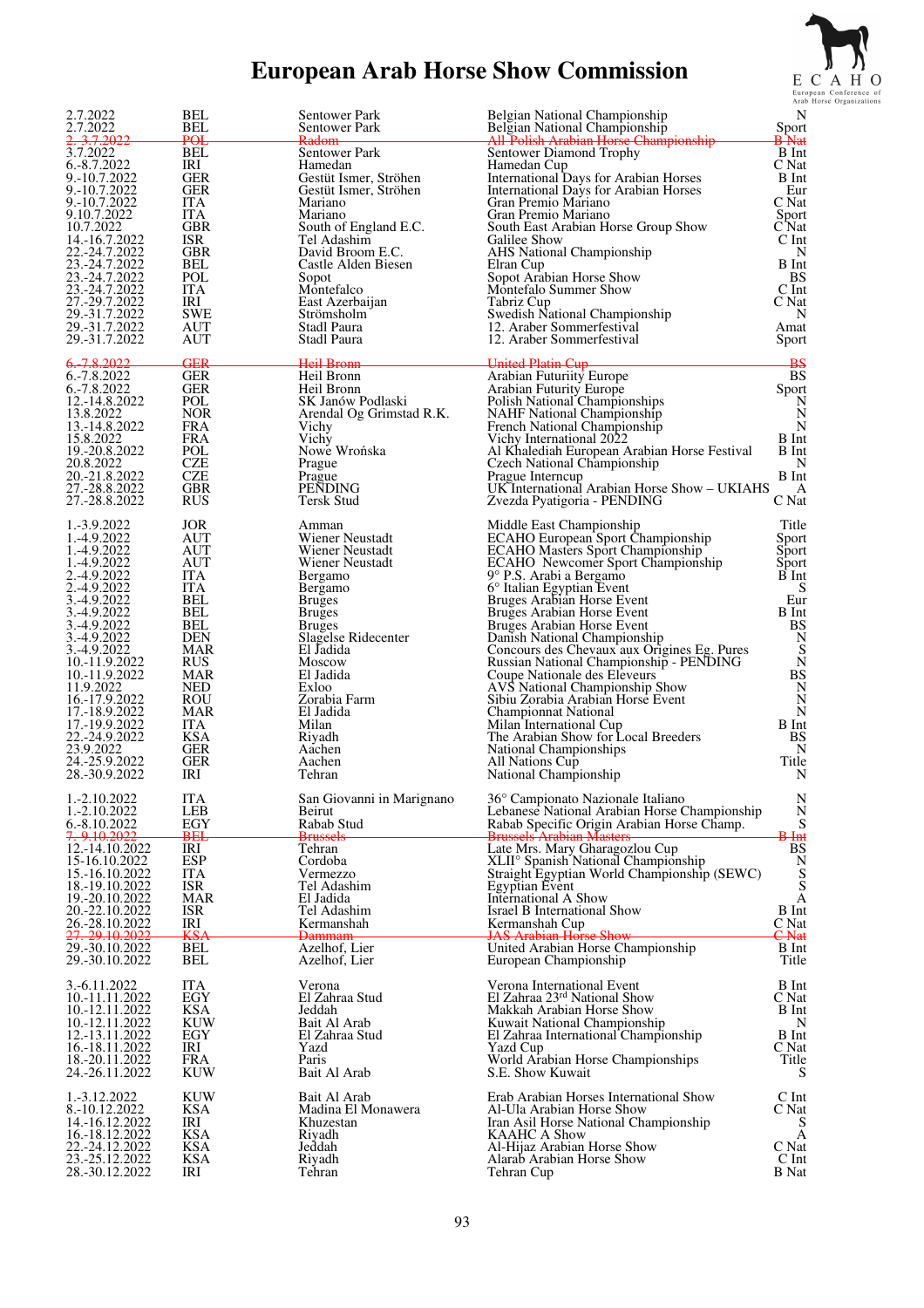# European Arab Horse Show Commission

| Date | Country | Venue | Event | Category |
|---|---|---|---|---|
| 2.7.2022 | BEL | Sentower Park | Belgian National Championship | N |
| 2.7.2022 | BEL | Sentower Park | Belgian National Championship | Sport |
| ~~2.-3.7.2022~~ | ~~POL~~ | ~~Radom~~ | ~~All Polish Arabian Horse Championship~~ | ~~B Nat~~ |
| 3.7.2022 | BEL | Sentower Park | Sentower Diamond Trophy | B Int |
| 6.-8.7.2022 | IRI | Hamedan | Hamedan Cup | C Nat |
| 9.-10.7.2022 | GER | Gestüt Ismer, Ströhen | International Days for Arabian Horses | B Int |
| 9.-10.7.2022 | GER | Gestüt Ismer, Ströhen | International Days for Arabian Horses | Eur |
| 9.-10.7.2022 | ITA | Mariano | Gran Premio Mariano | C Nat |
| 9.10.7.2022 | ITA | Mariano | Gran Premio Mariano | Sport |
| 10.7.2022 | GBR | South of England E.C. | South East Arabian Horse Group Show | C Nat |
| 14.-16.7.2022 | ISR | Tel Adashim | Galilee Show | C Int |
| 22.-24.7.2022 | GBR | David Broom E.C. | AHS National Championship | N |
| 23.-24.7.2022 | BEL | Castle Alden Biesen | Elran Cup | B Int |
| 23.-24.7.2022 | POL | Sopot | Sopot Arabian Horse Show | BS |
| 23.-24.7.2022 | ITA | Montefalco | Montefalo Summer Show | C Int |
| 27.-29.7.2022 | IRI | East Azerbaijan | Tabriz Cup | C Nat |
| 29.-31.7.2022 | SWE | Strömsholm | Swedish National Championship | N |
| 29.-31.7.2022 | AUT | Stadl Paura | 12. Araber Sommerfestival | Amat |
| 29.-31.7.2022 | AUT | Stadl Paura | 12. Araber Sommerfestival | Sport |
| ~~6.-7.8.2022~~ | ~~GER~~ | ~~Heil Bronn~~ | ~~United Platin Cup~~ | ~~BS~~ |
| 6.-7.8.2022 | GER | Heil Bronn | Arabian Futurity Europe | BS |
| 6.-7.8.2022 | GER | Heil Bronn | Arabian Futurity Europe | Sport |
| 12.-14.8.2022 | POL | SK Janów Podlaski | Polish National Championships | N |
| 13.8.2022 | NOR | Arendal Og Grimstad R.K. | NAHF National Championship | N |
| 13.-14.8.2022 | FRA | Vichy | French National Championship | N |
| 15.8.2022 | FRA | Vichy | Vichy International 2022 | B Int |
| 19.-20.8.2022 | POL | Nowe Wrońska | Al Khalediah European Arabian Horse Festival | B Int |
| 20.8.2022 | CZE | Prague | Czech National Championship | N |
| 20.-21.8.2022 | CZE | Prague | Prague Interncup | B Int |
| 27.-28.8.2022 | GBR | PENDING | UK International Arabian Horse Show – UKIAHS | A |
| 27.-28.8.2022 | RUS | Tersk Stud | Zvezda Pyatigoria - PENDING | C Nat |
| 1.-3.9.2022 | JOR | Amman | Middle East Championship | Title |
| 1.-4.9.2022 | AUT | Wiener Neustadt | ECAHO European Sport Championship | Sport |
| 1.-4.9.2022 | AUT | Wiener Neustadt | ECAHO Masters Sport Championship | Sport |
| 1.-4.9.2022 | AUT | Wiener Neustadt | ECAHO Newcomer Sport Championship | Sport |
| 2.-4.9.2022 | ITA | Bergamo | 9° P.S. Arabi a Bergamo | B Int |
| 2.-4.9.2022 | ITA | Bergamo | 6° Italian Egyptian Event | S |
| 3.-4.9.2022 | BEL | Bruges | Bruges Arabian Horse Event | Eur |
| 3.-4.9.2022 | BEL | Bruges | Bruges Arabian Horse Event | B Int |
| 3.-4.9.2022 | BEL | Bruges | Bruges Arabian Horse Event | BS |
| 3.-4.9.2022 | DEN | Slagelse Ridecenter | Danish National Championship | N |
| 3.-4.9.2022 | MAR | El Jadida | Concours des Chevaux aux Origines Eg. Pures | S |
| 10.-11.9.2022 | RUS | Moscow | Russian National Championship - PENDING | N |
| 10.-11.9.2022 | MAR | El Jadida | Coupe Nationale des Eleveurs | BS |
| 11.9.2022 | NED | Exloo | AVS National Championship Show | N |
| 16.-17.9.2022 | ROU | Zorabia Farm | Sibiu Zorabia Arabian Horse Event | N |
| 17.-18.9.2022 | MAR | El Jadida | Championnat National | N |
| 17.-19.9.2022 | ITA | Milan | Milan International Cup | B Int |
| 22.-24.9.2022 | KSA | Riyadh | The Arabian Show for Local Breeders | BS |
| 23.9.2022 | GER | Aachen | National Championships | N |
| 24.-25.9.2022 | GER | Aachen | All Nations Cup | Title |
| 28.-30.9.2022 | IRI | Tehran | National Championship | N |
| 1.-2.10.2022 | ITA | San Giovanni in Marignano | 36° Campionato Nazionale Italiano | N |
| 1.-2.10.2022 | LEB | Beirut | Lebanese National Arabian Horse Championship | N |
| 6.-8.10.2022 | EGY | Rabab Stud | Rabab Specific Origin Arabian Horse Champ. | S |
| ~~7.-9.10.2022~~ | ~~BEL~~ | ~~Brussels~~ | ~~Brussels Arabian Masters~~ | ~~B Int~~ |
| 12.-14.10.2022 | IRI | Tehran | Late Mrs. Mary Gharagozlou Cup | BS |
| 15-16.10.2022 | ESP | Cordoba | XLII° Spanish National Championship | N |
| 15.-16.10.2022 | ITA | Vermezzo | Straight Egyptian World Championship (SEWC) | S |
| 18.-19.10.2022 | ISR | Tel Adashim | Egyptian Event | S |
| 19.-20.10.2022 | MAR | El Jadida | International A Show | A |
| 20.-22.10.2022 | ISR | Tel Adashim | Israel B International Show | B Int |
| 26.-28.10.2022 | IRI | Kermanshah | Kermanshah Cup | C Nat |
| ~~27.-29.10.2022~~ | ~~KSA~~ | ~~Dammam~~ | ~~JAS Arabian Horse Show~~ | ~~C Nat~~ |
| 29.-30.10.2022 | BEL | Azelhof, Lier | United Arabian Horse Championship | B Int |
| 29.-30.10.2022 | BEL | Azelhof, Lier | European Championship | Title |
| 3.-6.11.2022 | ITA | Verona | Verona International Event | B Int |
| 10.-11.11.2022 | EGY | El Zahraa Stud | El Zahraa 23rd National Show | C Nat |
| 10.-12.11.2022 | KSA | Jeddah | Makkah Arabian Horse Show | B Int |
| 10.-12.11.2022 | KUW | Bait Al Arab | Kuwait National Championship | N |
| 12.-13.11.2022 | EGY | El Zahraa Stud | El Zahraa International Championship | B Int |
| 16.-18.11.2022 | IRI | Yazd | Yazd Cup | C Nat |
| 18.-20.11.2022 | FRA | Paris | World Arabian Horse Championships | Title |
| 24.-26.11.2022 | KUW | Bait Al Arab | S.E. Show Kuwait | S |
| 1.-3.12.2022 | KUW | Bait Al Arab | Erab Arabian Horses International Show | C Int |
| 8.-10.12.2022 | KSA | Madina El Monawera | Al-Ula Arabian Horse Show | C Nat |
| 14.-16.12.2022 | IRI | Khuzestan | Iran Asil Horse National Championship | S |
| 16.-18.12.2022 | KSA | Riyadh | KAAHC A Show | A |
| 22.-24.12.2022 | KSA | Jeddah | Al-Hijaz Arabian Horse Show | C Nat |
| 23.-25.12.2022 | KSA | Riyadh | Alarab Arabian Horse Show | C Int |
| 28.-30.12.2022 | IRI | Tehran | Tehran Cup | B Nat |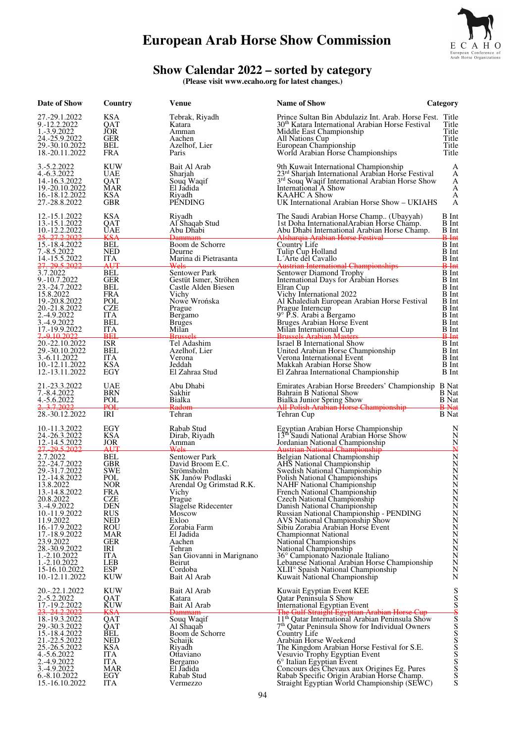# European Arab Horse Show Commission

## Show Calendar 2022 – sorted by category

**(Please visit www.ecaho.org for latest changes.)**

| Date of Show | Country | Venue | Name of Show | Category |
|---|---|---|---|---|
| 27.-29.1.2022 | KSA | Tebrak, Riyadh | Prince Sultan Bin Abdulaziz Int. Arab. Horse Fest. | Title |
| 9.-12.2.2022 | QAT | Katara | 30th Katara International Arabian Horse Festival | Title |
| 1.-3.9.2022 | JOR | Amman | Middle East Championship | Title |
| 24.-25.9.2022 | GER | Aachen | All Nations Cup | Title |
| 29.-30.10.2022 | BEL | Azelhof, Lier | European Championship | Title |
| 18.-20.11.2022 | FRA | Paris | World Arabian Horse Championships | Title |
| 3.-5.2.2022 | KUW | Bait Al Arab | 9th Kuwait International Championship | A |
| 4.-6.3.2022 | UAE | Sharjah | 23rd Sharjah International Arabian Horse Festival | A |
| 14.-16.3.2022 | QAT | Souq Waqif | 3rd Souq Waqif International Arabian Horse Show | A |
| 19.-20.10.2022 | MAR | El Jadida | International A Show | A |
| 16.-18.12.2022 | KSA | Riyadh | KAAHC A Show | A |
| 27.-28.8.2022 | GBR | PENDING | UK International Arabian Horse Show – UKIAHS | A |
| 12.-15.1.2022 | KSA | Riyadh | The Saudi Arabian Horse Champ.. (Ubayyah) | B Int |
| 13.-15.1.2022 | QAT | Al Shaqab Stud | 1st Doha InternationalArabian Horse Champ. | B Int |
| 10.-12.2.2022 | UAE | Abu Dhabi | Abu Dhabi International Arabian Horse Champ. | B Int |
| ~~25.-27.2.2022~~ | ~~KSA~~ | ~~Dammam~~ | ~~Alsharqia Arabian Horse Festival~~ | ~~B Int~~ |
| 15.-18.4.2022 | BEL | Boom de Schorre | Country Life | B Int |
| 7.-8.5.2022 | NED | Deurne | Tulip Cup Holland | B Int |
| 14.-15.5.2022 | ITA | Marina di Pietrasanta | L´Arte del Cavallo | B Int |
| ~~27.-29.5.2022~~ | ~~AUT~~ | ~~Wels~~ | ~~Austrian International Championships~~ | ~~B Int~~ |
| 3.7.2022 | BEL | Sentower Park | Sentower Diamond Trophy | B Int |
| 9.-10.7.2022 | GER | Gestüt Ismer, Ströhen | International Days for Arabian Horses | B Int |
| 23.-24.7.2022 | BEL | Castle Alden Biesen | Elran Cup | B Int |
| 15.8.2022 | FRA | Vichy | Vichy International 2022 | B Int |
| 19.-20.8.2022 | POL | Nowe Wrońska | Al Khalediah European Arabian Horse Festival | B Int |
| 20.-21.8.2022 | CZE | Prague | Prague Interncup | B Int |
| 2.-4.9.2022 | ITA | Bergamo | 9° P.S. Arabi a Bergamo | B Int |
| 3.-4.9.2022 | BEL | Bruges | Bruges Arabian Horse Event | B Int |
| 17.-19.9.2022 | ITA | Milan | Milan International Cup | B Int |
| ~~7.-9.10.2022~~ | ~~BEL~~ | ~~Brussels~~ | ~~Brussels Arabian Masters~~ | ~~B Int~~ |
| 20.-22.10.2022 | ISR | Tel Adashim | Israel B International Show | B Int |
| 29.-30.10.2022 | BEL | Azelhof, Lier | United Arabian Horse Championship | B Int |
| 3.-6.11.2022 | ITA | Verona | Verona International Event | B Int |
| 10.-12.11.2022 | KSA | Jeddah | Makkah Arabian Horse Show | B Int |
| 12.-13.11.2022 | EGY | El Zahraa Stud | El Zahraa International Championship | B Int |
| 21.-23.3.2022 | UAE | Abu Dhabi | Emirates Arabian Horse Breeders' Championship | B Nat |
| 7.-8.4.2022 | BRN | Sakhir | Bahrain B National Show | B Nat |
| 4.-5.6.2022 | POL | Bialka | Bialka Junior Spring Show | B Nat |
| ~~2.-3.7.2022~~ | ~~POL~~ | ~~Radom~~ | ~~All Polish Arabian Horse Championship~~ | ~~B Nat~~ |
| 28.-30.12.2022 | IRI | Tehran | Tehran Cup | B Nat |
| 10.-11.3.2022 | EGY | Rabab Stud | Egyptian Arabian Horse Championship | N |
| 24.-26.3.2022 | KSA | Dirab, Riyadh | 13th Saudi National Arabian Horse Show | N |
| 12.-14.5.2022 | JOR | Amman | Jordanian National Championship | N |
| ~~27.-29.5.2022~~ | ~~AUT~~ | ~~Wels~~ | ~~Austrian National Championship~~ | ~~N~~ |
| 2.7.2022 | BEL | Sentower Park | Belgian National Championship | N |
| 22.-24.7.2022 | GBR | David Broom E.C. | AHS National Championship | N |
| 29.-31.7.2022 | SWE | Strömsholm | Swedish National Championship | N |
| 12.-14.8.2022 | POL | SK Janów Podlaski | Polish National Championships | N |
| 13.8.2022 | NOR | Arendal Og Grimstad R.K. | NAHF National Championship | N |
| 13.-14.8.2022 | FRA | Vichy | French National Championship | N |
| 20.8.2022 | CZE | Prague | Czech National Championship | N |
| 3.-4.9.2022 | DEN | Slagelse Ridecenter | Danish National Championship | N |
| 10.-11.9.2022 | RUS | Moscow | Russian National Championship - PENDING | N |
| 11.9.2022 | NED | Exloo | AVS National Championship Show | N |
| 16.-17.9.2022 | ROU | Zorabia Farm | Sibiu Zorabia Arabian Horse Event | N |
| 17.-18.9.2022 | MAR | El Jadida | Championnat National | N |
| 23.9.2022 | GER | Aachen | National Championships | N |
| 28.-30.9.2022 | IRI | Tehran | National Championship | N |
| 1.-2.10.2022 | ITA | San Giovanni in Marignano | 36° Campionato Nazionale Italiano | N |
| 1.-2.10.2022 | LEB | Beirut | Lebanese National Arabian Horse Championship | N |
| 15-16.10.2022 | ESP | Cordoba | XLII° Spaish National Championship | N |
| 10.-12.11.2022 | KUW | Bait Al Arab | Kuwait National Championship | N |
| 20.-22.1.2022 | KUW | Bait Al Arab | Kuwait Egyptian Event KEE | S |
| 2.-5.2.2022 | QAT | Katara | Qatar Peninsula S Show | S |
| 17.-19.2.2022 | KUW | Bait Al Arab | International Egyptian Event | S |
| ~~23.-24.2.2022~~ | ~~KSA~~ | ~~Dammam~~ | ~~The Gulf Straight Egyptian Arabian Horse Cup~~ | ~~S~~ |
| 18.-19.3.2022 | QAT | Souq Waqif | 11th Qatar International Arabian Peninsula Show | S |
| 29.-30.3.2022 | QAT | Al Shaqab | 7th Qatar Peninsula Show for Individual Owners | S |
| 15.-18.4.2022 | BEL | Boom de Schorre | Country Life | S |
| 21.-22.5.2022 | NED | Schaijk | Arabian Horse Weekend | S |
| 25.-26.5.2022 | KSA | Riyadh | The Kingdom Arabian Horse Festival for S.E. | S |
| 4.-5.6.2022 | ITA | Ottaviano | Vesuvio Trophy Egyptian Event | S |
| 2.-4.9.2022 | ITA | Bergamo | 6° Italian Egyptian Event | S |
| 3.-4.9.2022 | MAR | El Jadida | Concours des Chevaux aux Origines Eg. Pures | S |
| 6.-8.10.2022 | EGY | Rabab Stud | Rabab Specific Origin Arabian Horse Champ. | S |
| 15.-16.10.2022 | ITA | Vermezzo | Straight Egyptian World Championship (SEWC) | S |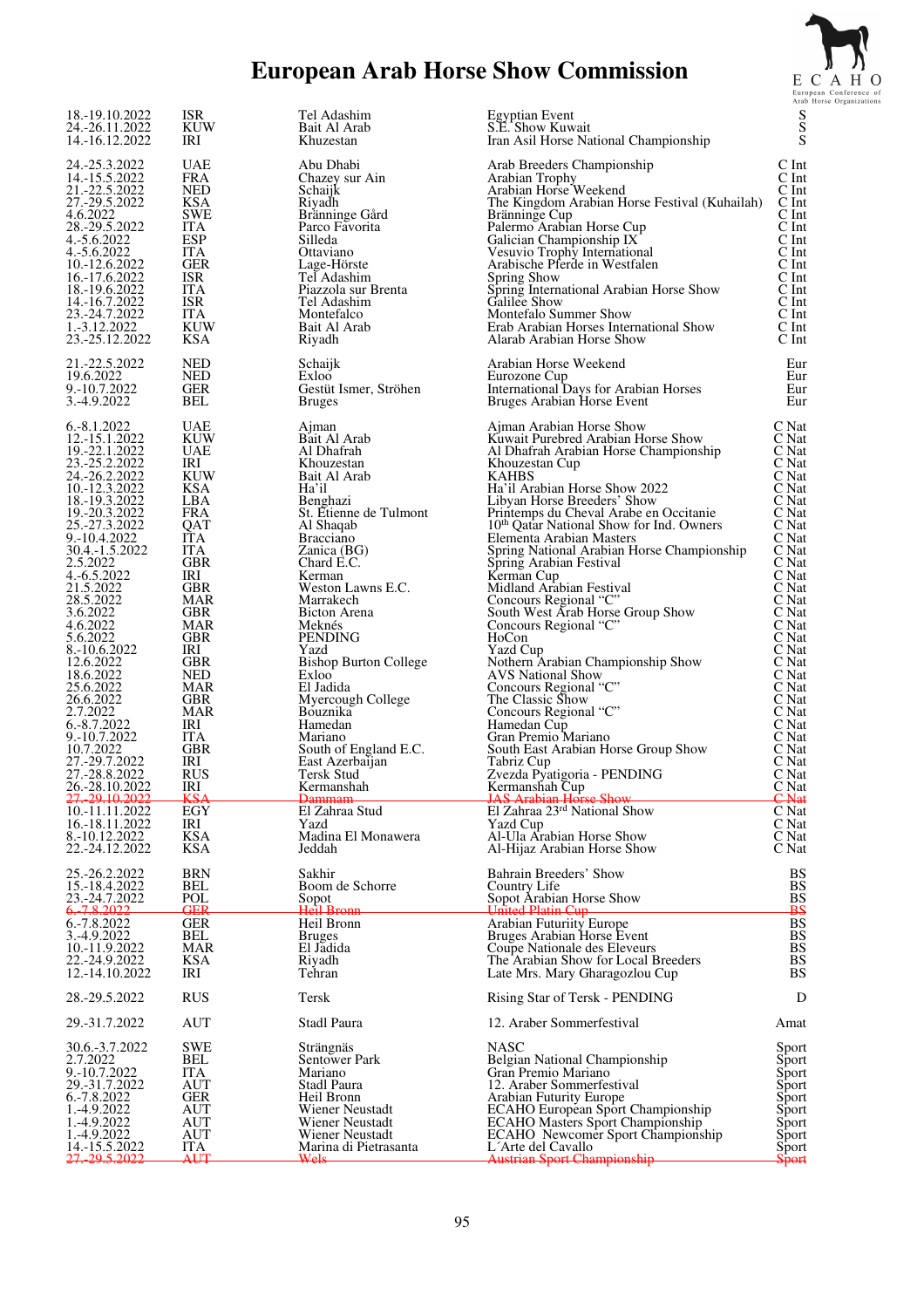# European Arab Horse Show Commission

| | | | | |
|---|---|---|---|---|
| 18.-19.10.2022 | ISR | Tel Adashim | Egyptian Event | S |
| 24.-26.11.2022 | KUW | Bait Al Arab | S.E. Show Kuwait | S |
| 14.-16.12.2022 | IRI | Khuzestan | Iran Asil Horse National Championship | S |
| 24.-25.3.2022 | UAE | Abu Dhabi | Arab Breeders Championship | C Int |
| 14.-15.5.2022 | FRA | Chazey sur Ain | Arabian Trophy | C Int |
| 21.-22.5.2022 | NED | Schaijk | Arabian Horse Weekend | C Int |
| 27.-29.5.2022 | KSA | Riyadh | The Kingdom Arabian Horse Festival (Kuhailah) | C Int |
| 4.6.2022 | SWE | Bränninge Gård | Bränninge Cup | C Int |
| 28.-29.5.2022 | ITA | Parco Favorita | Palermo Arabian Horse Cup | C Int |
| 4.-5.6.2022 | ESP | Silleda | Galician Championship IX | C Int |
| 4.-5.6.2022 | ITA | Ottaviano | Vesuvio Trophy International | C Int |
| 10.-12.6.2022 | GER | Lage-Hörste | Arabische Pferde in Westfalen | C Int |
| 16.-17.6.2022 | ISR | Tel Adashim | Spring Show | C Int |
| 18.-19.6.2022 | ITA | Piazzola sur Brenta | Spring International Arabian Horse Show | C Int |
| 14.-16.7.2022 | ISR | Tel Adashim | Galilee Show | C Int |
| 23.-24.7.2022 | ITA | Montefalco | Montefalo Summer Show | C Int |
| 1.-3.12.2022 | KUW | Bait Al Arab | Erab Arabian Horses International Show | C Int |
| 23.-25.12.2022 | KSA | Riyadh | Alarab Arabian Horse Show | C Int |
| 21.-22.5.2022 | NED | Schaijk | Arabian Horse Weekend | Eur |
| 19.6.2022 | NED | Exloo | Eurozone Cup | Eur |
| 9.-10.7.2022 | GER | Gestüt Ismer, Ströhen | International Days for Arabian Horses | Eur |
| 3.-4.9.2022 | BEL | Bruges | Bruges Arabian Horse Event | Eur |
| 6.-8.1.2022 | UAE | Ajman | Ajman Arabian Horse Show | C Nat |
| 12.-15.1.2022 | KUW | Bait Al Arab | Kuwait Purebred Arabian Horse Show | C Nat |
| 19.-22.1.2022 | UAE | Al Dhafrah | Al Dhafrah Arabian Horse Championship | C Nat |
| 23.-25.2.2022 | IRI | Khouzestan | Khouzestan Cup | C Nat |
| 24.-26.2.2022 | KUW | Bait Al Arab | KAHBS | C Nat |
| 10.-12.3.2022 | KSA | Ha'il | Ha'il Arabian Horse Show 2022 | C Nat |
| 18.-19.3.2022 | LBA | Benghazi | Libyan Horse Breeders' Show | C Nat |
| 19.-20.3.2022 | FRA | St. Etienne de Tulmont | Printemps du Cheval Arabe en Occitanie | C Nat |
| 25.-27.3.2022 | QAT | Al Shaqab | 10th Qatar National Show for Ind. Owners | C Nat |
| 9.-10.4.2022 | ITA | Bracciano | Elementa Arabian Masters | C Nat |
| 30.4.-1.5.2022 | ITA | Zanica (BG) | Spring National Arabian Horse Championship | C Nat |
| 2.5.2022 | GBR | Chard E.C. | Spring Arabian Festival | C Nat |
| 4.-6.5.2022 | IRI | Kerman | Kerman Cup | C Nat |
| 21.5.2022 | GBR | Weston Lawns E.C. | Midland Arabian Festival | C Nat |
| 28.5.2022 | MAR | Marrakech | Concours Regional "C" | C Nat |
| 3.6.2022 | GBR | Bicton Arena | South West Arab Horse Group Show | C Nat |
| 4.6.2022 | MAR | Meknés | Concours Regional "C" | C Nat |
| 5.6.2022 | GBR | PENDING | HoCon | C Nat |
| 8.-10.6.2022 | IRI | Yazd | Yazd Cup | C Nat |
| 12.6.2022 | GBR | Bishop Burton College | Nothern Arabian Championship Show | C Nat |
| 18.6.2022 | NED | Exloo | AVS National Show | C Nat |
| 25.6.2022 | MAR | El Jadida | Concours Regional "C" | C Nat |
| 26.6.2022 | GBR | Myercough College | The Classic Show | C Nat |
| 2.7.2022 | MAR | Bouznika | Concours Regional "C" | C Nat |
| 6.-8.7.2022 | IRI | Hamedan | Hamedan Cup | C Nat |
| 9.-10.7.2022 | ITA | Mariano | Gran Premio Mariano | C Nat |
| 10.7.2022 | GBR | South of England E.C. | South East Arabian Horse Group Show | C Nat |
| 27.-29.7.2022 | IRI | East Azerbaijan | Tabriz Cup | C Nat |
| 27.-28.8.2022 | RUS | Tersk Stud | Zvezda Pyatigoria - PENDING | C Nat |
| 26.-28.10.2022 | IRI | Kermanshah | Kermanshah Cup | C Nat |
| ~~27.-29.10.2022~~ | ~~KSA~~ | ~~Dammam~~ | ~~JAS Arabian Horse Show~~ | ~~C Nat~~ |
| 10.-11.11.2022 | EGY | El Zahraa Stud | El Zahraa 23rd National Show | C Nat |
| 16.-18.11.2022 | IRI | Yazd | Yazd Cup | C Nat |
| 8.-10.12.2022 | KSA | Madina El Monawera | Al-Ula Arabian Horse Show | C Nat |
| 22.-24.12.2022 | KSA | Jeddah | Al-Hijaz Arabian Horse Show | C Nat |
| 25.-26.2.2022 | BRN | Sakhir | Bahrain Breeders' Show | BS |
| 15.-18.4.2022 | BEL | Boom de Schorre | Country Life | BS |
| 23.-24.7.2022 | POL | Sopot | Sopot Arabian Horse Show | BS |
| ~~6.-7.8.2022~~ | ~~GER~~ | ~~Heil Bronn~~ | ~~United Platin Cup~~ | ~~BS~~ |
| 6.-7.8.2022 | GER | Heil Bronn | Arabian Futuriity Europe | BS |
| 3.-4.9.2022 | BEL | Bruges | Bruges Arabian Horse Event | BS |
| 10.-11.9.2022 | MAR | El Jadida | Coupe Nationale des Eleveurs | BS |
| 22.-24.9.2022 | KSA | Riyadh | The Arabian Show for Local Breeders | BS |
| 12.-14.10.2022 | IRI | Tehran | Late Mrs. Mary Gharagozlou Cup | BS |
| 28.-29.5.2022 | RUS | Tersk | Rising Star of Tersk - PENDING | D |
| 29.-31.7.2022 | AUT | Stadl Paura | 12. Araber Sommerfestival | Amat |
| 30.6.-3.7.2022 | SWE | Strängnäs | NASC | Sport |
| 2.7.2022 | BEL | Sentower Park | Belgian National Championship | Sport |
| 9.-10.7.2022 | ITA | Mariano | Gran Premio Mariano | Sport |
| 29.-31.7.2022 | AUT | Stadl Paura | 12. Araber Sommerfestival | Sport |
| 6.-7.8.2022 | GER | Heil Bronn | Arabian Futurity Europe | Sport |
| 1.-4.9.2022 | AUT | Wiener Neustadt | ECAHO European Sport Championship | Sport |
| 1.-4.9.2022 | AUT | Wiener Neustadt | ECAHO Masters Sport Championship | Sport |
| 1.-4.9.2022 | AUT | Wiener Neustadt | ECAHO Newcomer Sport Championship | Sport |
| 14.-15.5.2022 | ITA | Marina di Pietrasanta | L´Arte del Cavallo | Sport |
| ~~27.-29.5.2022~~ | ~~AUT~~ | ~~Wels~~ | ~~Austrian Sport Championship~~ | ~~Sport~~ |